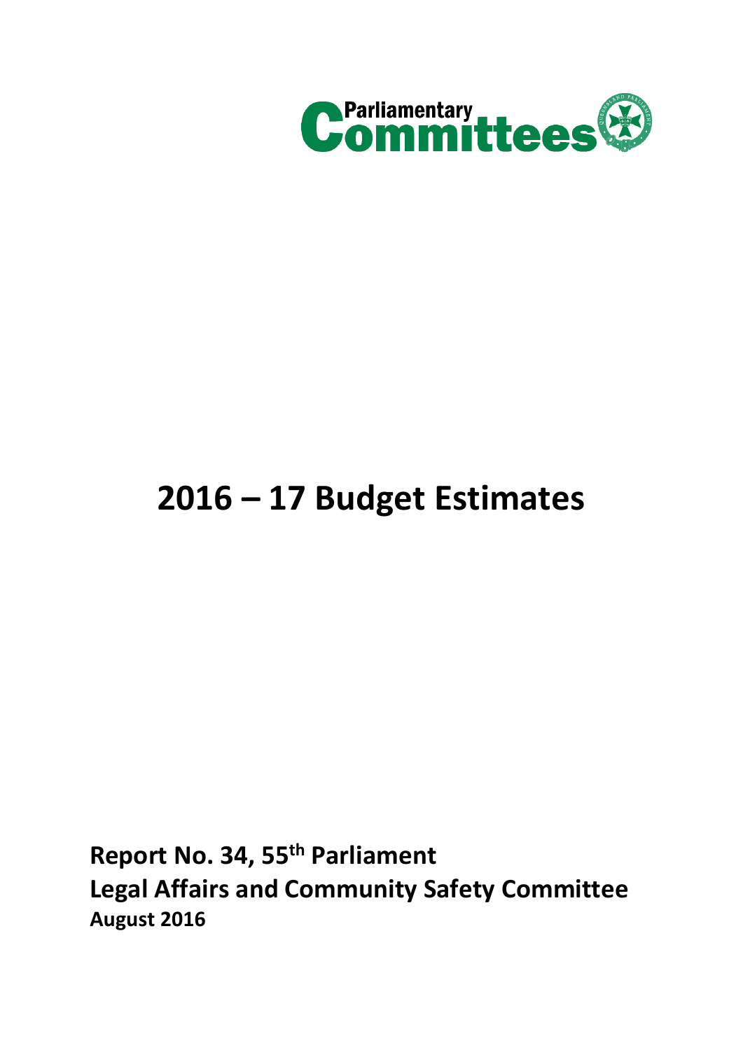Parliamentary Committees

# 2016 – 17 Budget Estimates

**Report No. 34, 55th Parliament**
**Legal Affairs and Community Safety Committee**
**August 2016**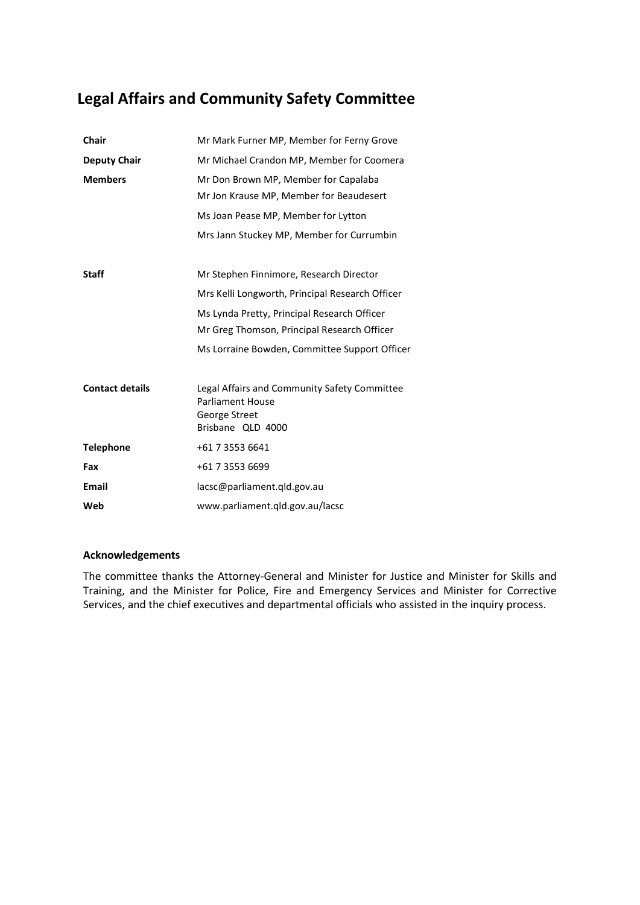# Legal Affairs and Community Safety Committee

| | |
|---|---|
| **Chair** | Mr Mark Furner MP, Member for Ferny Grove |
| **Deputy Chair** | Mr Michael Crandon MP, Member for Coomera |
| **Members** | Mr Don Brown MP, Member for Capalaba |
| | Mr Jon Krause MP, Member for Beaudesert |
| | Ms Joan Pease MP, Member for Lytton |
| | Mrs Jann Stuckey MP, Member for Currumbin |
| **Staff** | Mr Stephen Finnimore, Research Director |
| | Mrs Kelli Longworth, Principal Research Officer |
| | Ms Lynda Pretty, Principal Research Officer |
| | Mr Greg Thomson, Principal Research Officer |
| | Ms Lorraine Bowden, Committee Support Officer |
| **Contact details** | Legal Affairs and Community Safety Committee<br>Parliament House<br>George Street<br>Brisbane QLD 4000 |
| **Telephone** | +61 7 3553 6641 |
| **Fax** | +61 7 3553 6699 |
| **Email** | lacsc@parliament.qld.gov.au |
| **Web** | www.parliament.qld.gov.au/lacsc |

### Acknowledgements

The committee thanks the Attorney-General and Minister for Justice and Minister for Skills and Training, and the Minister for Police, Fire and Emergency Services and Minister for Corrective Services, and the chief executives and departmental officials who assisted in the inquiry process.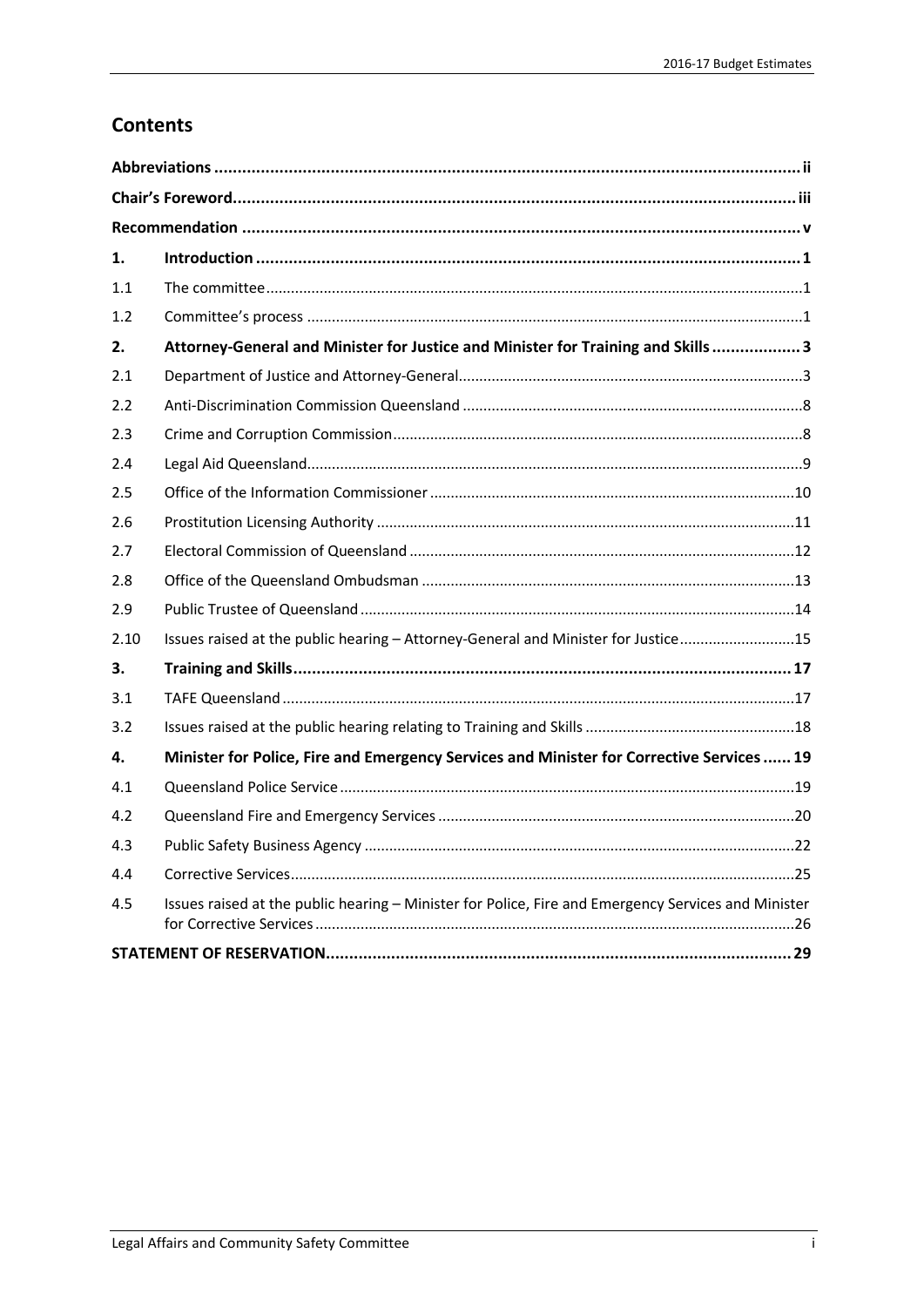# Contents

| | | |
|---|---|---|
| **Abbreviations** | | **ii** |
| **Chair's Foreword** | | **iii** |
| **Recommendation** | | **v** |
| **1.** | **Introduction** | **1** |
| 1.1 | The committee | 1 |
| 1.2 | Committee's process | 1 |
| **2.** | **Attorney-General and Minister for Justice and Minister for Training and Skills** | **3** |
| 2.1 | Department of Justice and Attorney-General | 3 |
| 2.2 | Anti-Discrimination Commission Queensland | 8 |
| 2.3 | Crime and Corruption Commission | 8 |
| 2.4 | Legal Aid Queensland | 9 |
| 2.5 | Office of the Information Commissioner | 10 |
| 2.6 | Prostitution Licensing Authority | 11 |
| 2.7 | Electoral Commission of Queensland | 12 |
| 2.8 | Office of the Queensland Ombudsman | 13 |
| 2.9 | Public Trustee of Queensland | 14 |
| 2.10 | Issues raised at the public hearing – Attorney-General and Minister for Justice | 15 |
| **3.** | **Training and Skills** | **17** |
| 3.1 | TAFE Queensland | 17 |
| 3.2 | Issues raised at the public hearing relating to Training and Skills | 18 |
| **4.** | **Minister for Police, Fire and Emergency Services and Minister for Corrective Services** | **19** |
| 4.1 | Queensland Police Service | 19 |
| 4.2 | Queensland Fire and Emergency Services | 20 |
| 4.3 | Public Safety Business Agency | 22 |
| 4.4 | Corrective Services | 25 |
| 4.5 | Issues raised at the public hearing – Minister for Police, Fire and Emergency Services and Minister for Corrective Services | 26 |
| **STATEMENT OF RESERVATION** | | **29** |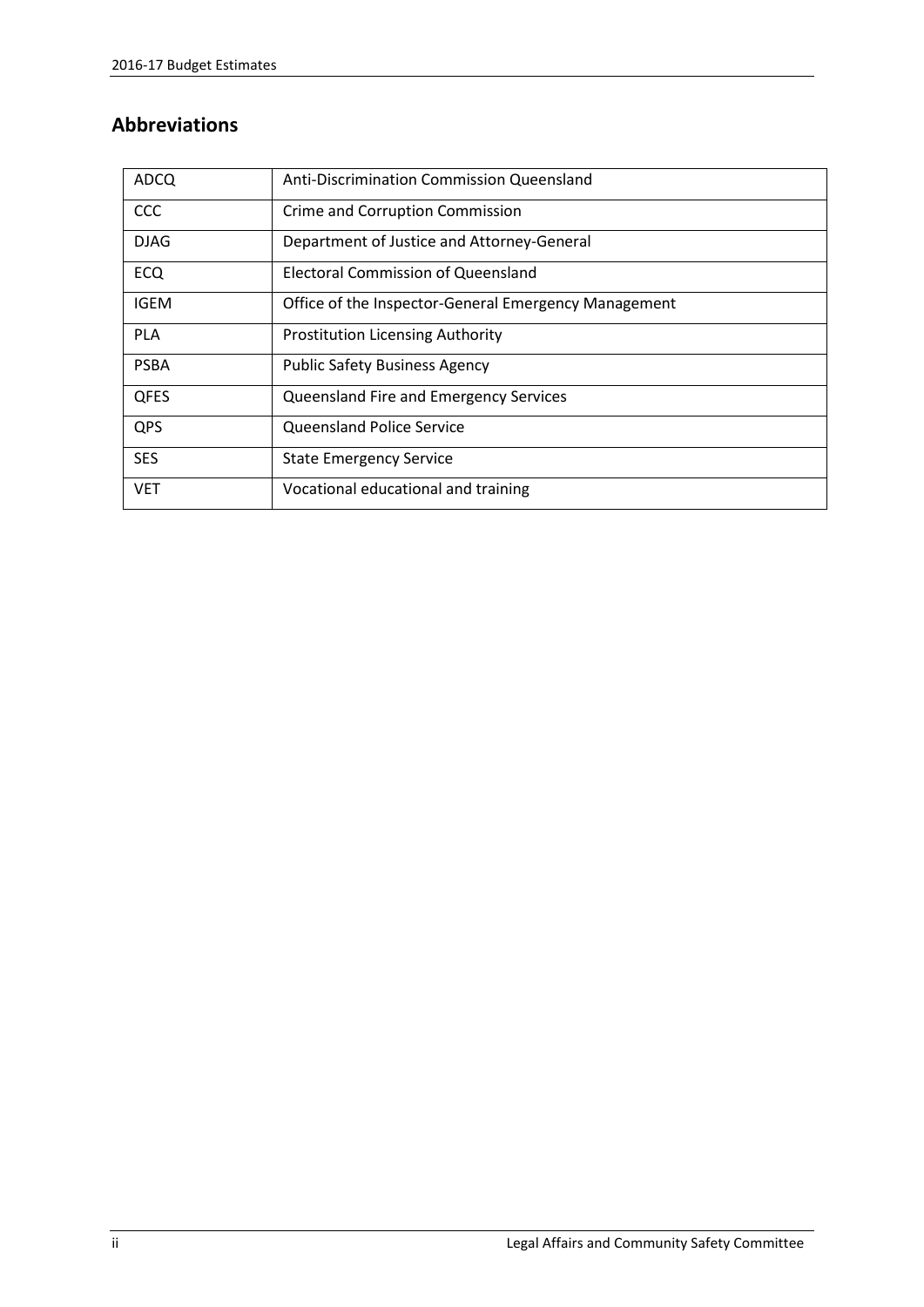## Abbreviations

| | |
|---|---|
| ADCQ | Anti-Discrimination Commission Queensland |
| CCC | Crime and Corruption Commission |
| DJAG | Department of Justice and Attorney-General |
| ECQ | Electoral Commission of Queensland |
| IGEM | Office of the Inspector-General Emergency Management |
| PLA | Prostitution Licensing Authority |
| PSBA | Public Safety Business Agency |
| QFES | Queensland Fire and Emergency Services |
| QPS | Queensland Police Service |
| SES | State Emergency Service |
| VET | Vocational educational and training |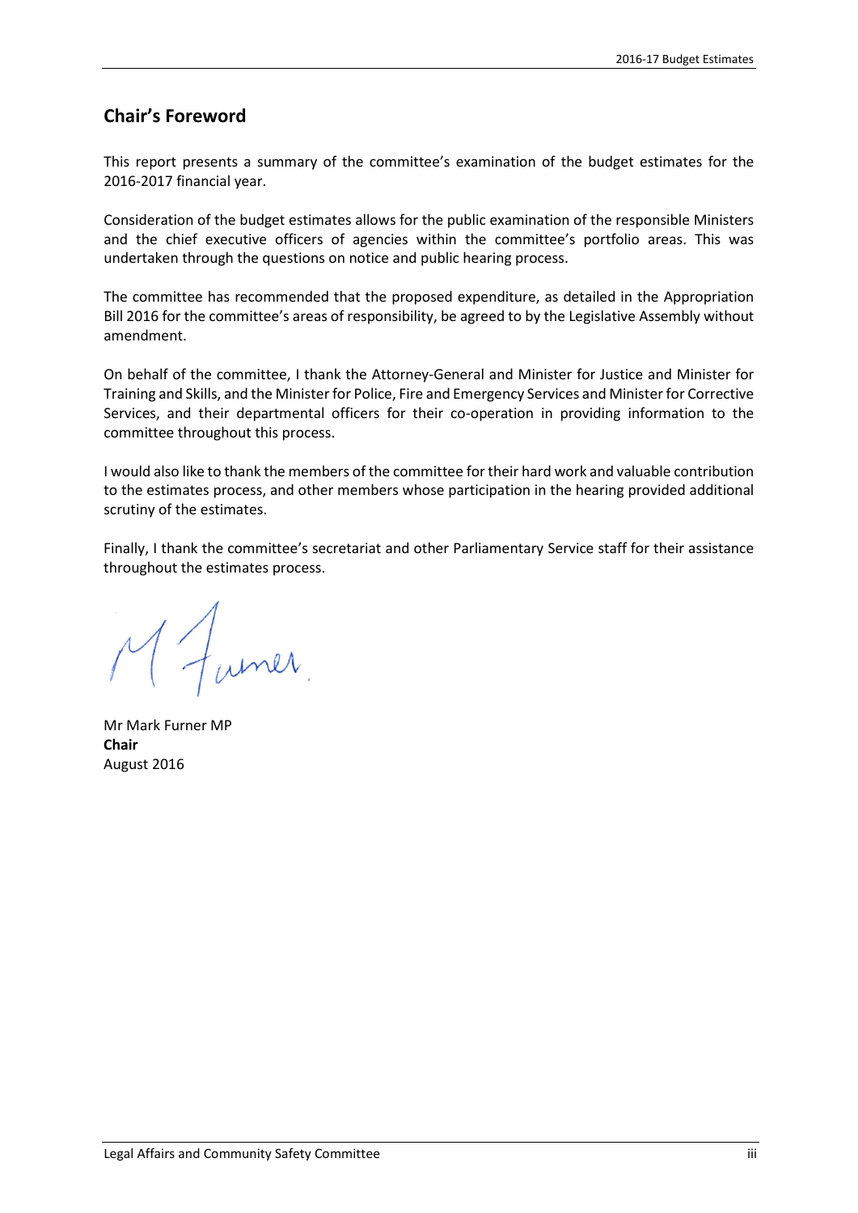## Chair's Foreword

This report presents a summary of the committee's examination of the budget estimates for the 2016-2017 financial year.

Consideration of the budget estimates allows for the public examination of the responsible Ministers and the chief executive officers of agencies within the committee's portfolio areas. This was undertaken through the questions on notice and public hearing process.

The committee has recommended that the proposed expenditure, as detailed in the Appropriation Bill 2016 for the committee's areas of responsibility, be agreed to by the Legislative Assembly without amendment.

On behalf of the committee, I thank the Attorney-General and Minister for Justice and Minister for Training and Skills, and the Minister for Police, Fire and Emergency Services and Minister for Corrective Services, and their departmental officers for their co-operation in providing information to the committee throughout this process.

I would also like to thank the members of the committee for their hard work and valuable contribution to the estimates process, and other members whose participation in the hearing provided additional scrutiny of the estimates.

Finally, I thank the committee's secretariat and other Parliamentary Service staff for their assistance throughout the estimates process.

Mr Mark Furner MP
**Chair**
August 2016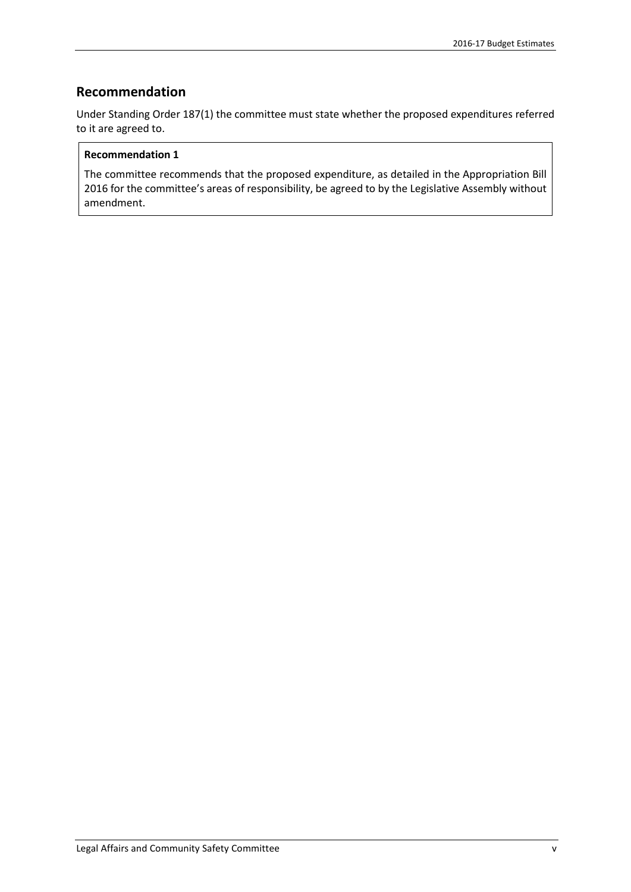## Recommendation

Under Standing Order 187(1) the committee must state whether the proposed expenditures referred to it are agreed to.

**Recommendation 1**

The committee recommends that the proposed expenditure, as detailed in the Appropriation Bill 2016 for the committee's areas of responsibility, be agreed to by the Legislative Assembly without amendment.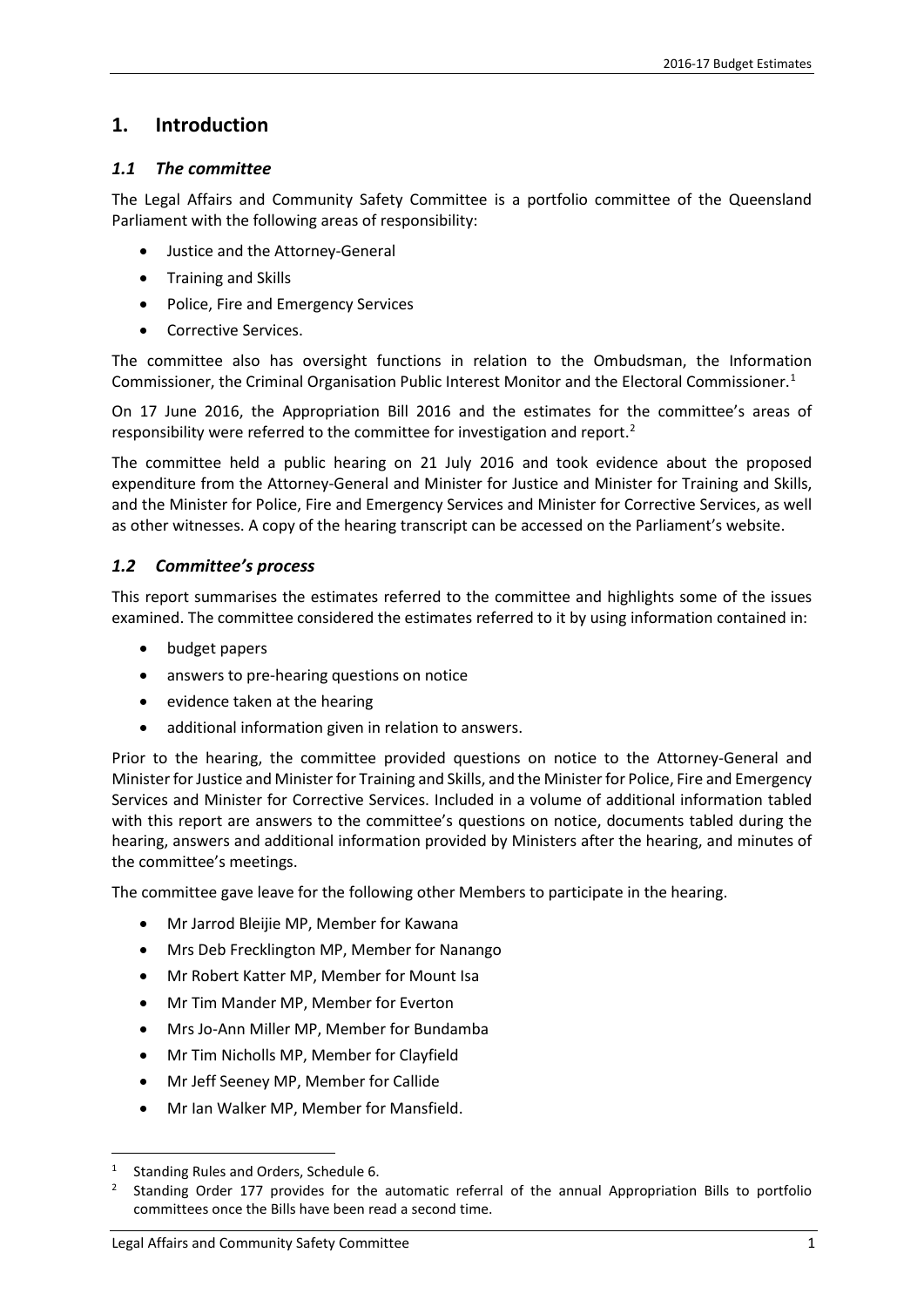# 1. Introduction

## *1.1 The committee*

The Legal Affairs and Community Safety Committee is a portfolio committee of the Queensland Parliament with the following areas of responsibility:

- Justice and the Attorney-General
- Training and Skills
- Police, Fire and Emergency Services
- Corrective Services.

The committee also has oversight functions in relation to the Ombudsman, the Information Commissioner, the Criminal Organisation Public Interest Monitor and the Electoral Commissioner.[1]

On 17 June 2016, the Appropriation Bill 2016 and the estimates for the committee's areas of responsibility were referred to the committee for investigation and report.[2]

The committee held a public hearing on 21 July 2016 and took evidence about the proposed expenditure from the Attorney-General and Minister for Justice and Minister for Training and Skills, and the Minister for Police, Fire and Emergency Services and Minister for Corrective Services, as well as other witnesses. A copy of the hearing transcript can be accessed on the Parliament's website.

## *1.2 Committee's process*

This report summarises the estimates referred to the committee and highlights some of the issues examined. The committee considered the estimates referred to it by using information contained in:

- budget papers
- answers to pre-hearing questions on notice
- evidence taken at the hearing
- additional information given in relation to answers.

Prior to the hearing, the committee provided questions on notice to the Attorney-General and Minister for Justice and Minister for Training and Skills, and the Minister for Police, Fire and Emergency Services and Minister for Corrective Services. Included in a volume of additional information tabled with this report are answers to the committee's questions on notice, documents tabled during the hearing, answers and additional information provided by Ministers after the hearing, and minutes of the committee's meetings.

The committee gave leave for the following other Members to participate in the hearing.

- Mr Jarrod Bleijie MP, Member for Kawana
- Mrs Deb Frecklington MP, Member for Nanango
- Mr Robert Katter MP, Member for Mount Isa
- Mr Tim Mander MP, Member for Everton
- Mrs Jo-Ann Miller MP, Member for Bundamba
- Mr Tim Nicholls MP, Member for Clayfield
- Mr Jeff Seeney MP, Member for Callide
- Mr Ian Walker MP, Member for Mansfield.

---

[1] Standing Rules and Orders, Schedule 6.

[2] Standing Order 177 provides for the automatic referral of the annual Appropriation Bills to portfolio committees once the Bills have been read a second time.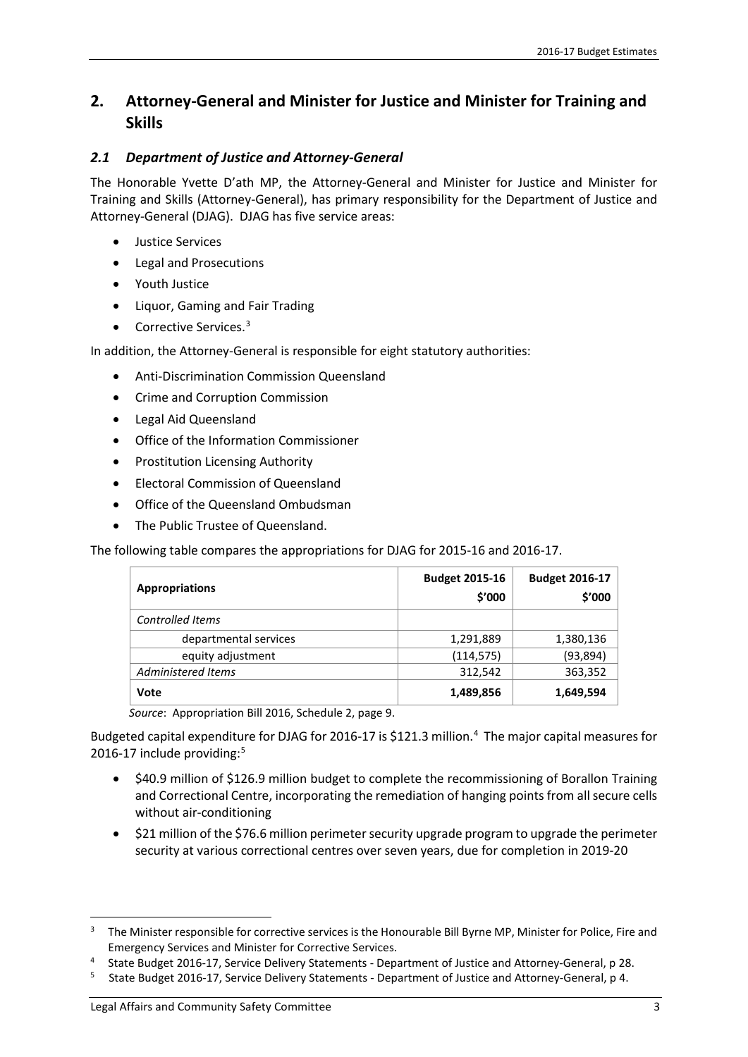## 2. Attorney-General and Minister for Justice and Minister for Training and Skills

### *2.1 Department of Justice and Attorney-General*

The Honorable Yvette D'ath MP, the Attorney-General and Minister for Justice and Minister for Training and Skills (Attorney-General), has primary responsibility for the Department of Justice and Attorney-General (DJAG). DJAG has five service areas:

- Justice Services
- Legal and Prosecutions
- Youth Justice
- Liquor, Gaming and Fair Trading
- Corrective Services.[3]

In addition, the Attorney-General is responsible for eight statutory authorities:

- Anti-Discrimination Commission Queensland
- Crime and Corruption Commission
- Legal Aid Queensland
- Office of the Information Commissioner
- Prostitution Licensing Authority
- Electoral Commission of Queensland
- Office of the Queensland Ombudsman
- The Public Trustee of Queensland.

The following table compares the appropriations for DJAG for 2015-16 and 2016-17.

| Appropriations | Budget 2015-16 $'000 | Budget 2016-17 $'000 |
|---|---|---|
| *Controlled Items* | | |
| departmental services | 1,291,889 | 1,380,136 |
| equity adjustment | (114,575) | (93,894) |
| *Administered Items* | 312,542 | 363,352 |
| **Vote** | **1,489,856** | **1,649,594** |

*Source*: Appropriation Bill 2016, Schedule 2, page 9.

Budgeted capital expenditure for DJAG for 2016-17 is $121.3 million.[4] The major capital measures for 2016-17 include providing:[5]

- $40.9 million of $126.9 million budget to complete the recommissioning of Borallon Training and Correctional Centre, incorporating the remediation of hanging points from all secure cells without air-conditioning
- $21 million of the $76.6 million perimeter security upgrade program to upgrade the perimeter security at various correctional centres over seven years, due for completion in 2019-20

---

[3] The Minister responsible for corrective services is the Honourable Bill Byrne MP, Minister for Police, Fire and Emergency Services and Minister for Corrective Services.

[4] State Budget 2016-17, Service Delivery Statements - Department of Justice and Attorney-General, p 28.

[5] State Budget 2016-17, Service Delivery Statements - Department of Justice and Attorney-General, p 4.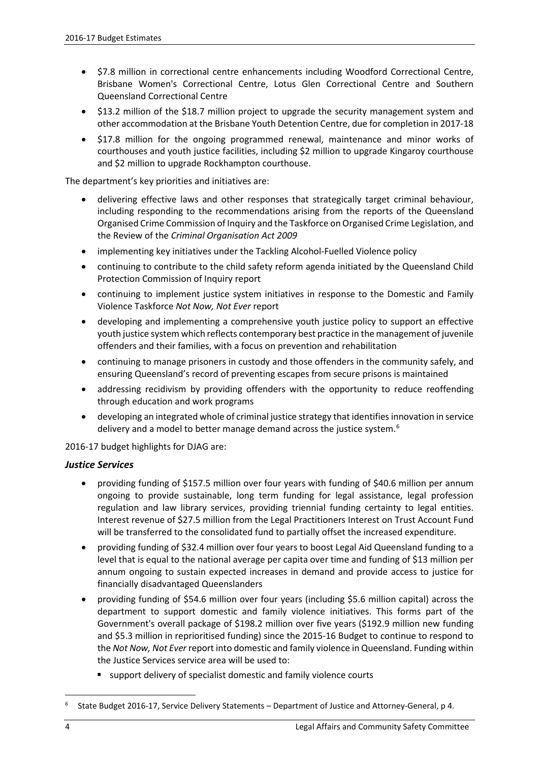- $7.8 million in correctional centre enhancements including Woodford Correctional Centre, Brisbane Women's Correctional Centre, Lotus Glen Correctional Centre and Southern Queensland Correctional Centre
- $13.2 million of the $18.7 million project to upgrade the security management system and other accommodation at the Brisbane Youth Detention Centre, due for completion in 2017-18
- $17.8 million for the ongoing programmed renewal, maintenance and minor works of courthouses and youth justice facilities, including $2 million to upgrade Kingaroy courthouse and $2 million to upgrade Rockhampton courthouse.

The department's key priorities and initiatives are:

- delivering effective laws and other responses that strategically target criminal behaviour, including responding to the recommendations arising from the reports of the Queensland Organised Crime Commission of Inquiry and the Taskforce on Organised Crime Legislation, and the Review of the *Criminal Organisation Act 2009*
- implementing key initiatives under the Tackling Alcohol-Fuelled Violence policy
- continuing to contribute to the child safety reform agenda initiated by the Queensland Child Protection Commission of Inquiry report
- continuing to implement justice system initiatives in response to the Domestic and Family Violence Taskforce *Not Now, Not Ever* report
- developing and implementing a comprehensive youth justice policy to support an effective youth justice system which reflects contemporary best practice in the management of juvenile offenders and their families, with a focus on prevention and rehabilitation
- continuing to manage prisoners in custody and those offenders in the community safely, and ensuring Queensland's record of preventing escapes from secure prisons is maintained
- addressing recidivism by providing offenders with the opportunity to reduce reoffending through education and work programs
- developing an integrated whole of criminal justice strategy that identifies innovation in service delivery and a model to better manage demand across the justice system.[6]

2016-17 budget highlights for DJAG are:

### *Justice Services*

- providing funding of $157.5 million over four years with funding of $40.6 million per annum ongoing to provide sustainable, long term funding for legal assistance, legal profession regulation and law library services, providing triennial funding certainty to legal entities. Interest revenue of $27.5 million from the Legal Practitioners Interest on Trust Account Fund will be transferred to the consolidated fund to partially offset the increased expenditure.
- providing funding of $32.4 million over four years to boost Legal Aid Queensland funding to a level that is equal to the national average per capita over time and funding of $13 million per annum ongoing to sustain expected increases in demand and provide access to justice for financially disadvantaged Queenslanders
- providing funding of $54.6 million over four years (including $5.6 million capital) across the department to support domestic and family violence initiatives. This forms part of the Government's overall package of $198.2 million over five years ($192.9 million new funding and $5.3 million in reprioritised funding) since the 2015-16 Budget to continue to respond to the *Not Now, Not Ever* report into domestic and family violence in Queensland. Funding within the Justice Services service area will be used to:
  - support delivery of specialist domestic and family violence courts

[6] State Budget 2016-17, Service Delivery Statements – Department of Justice and Attorney-General, p 4.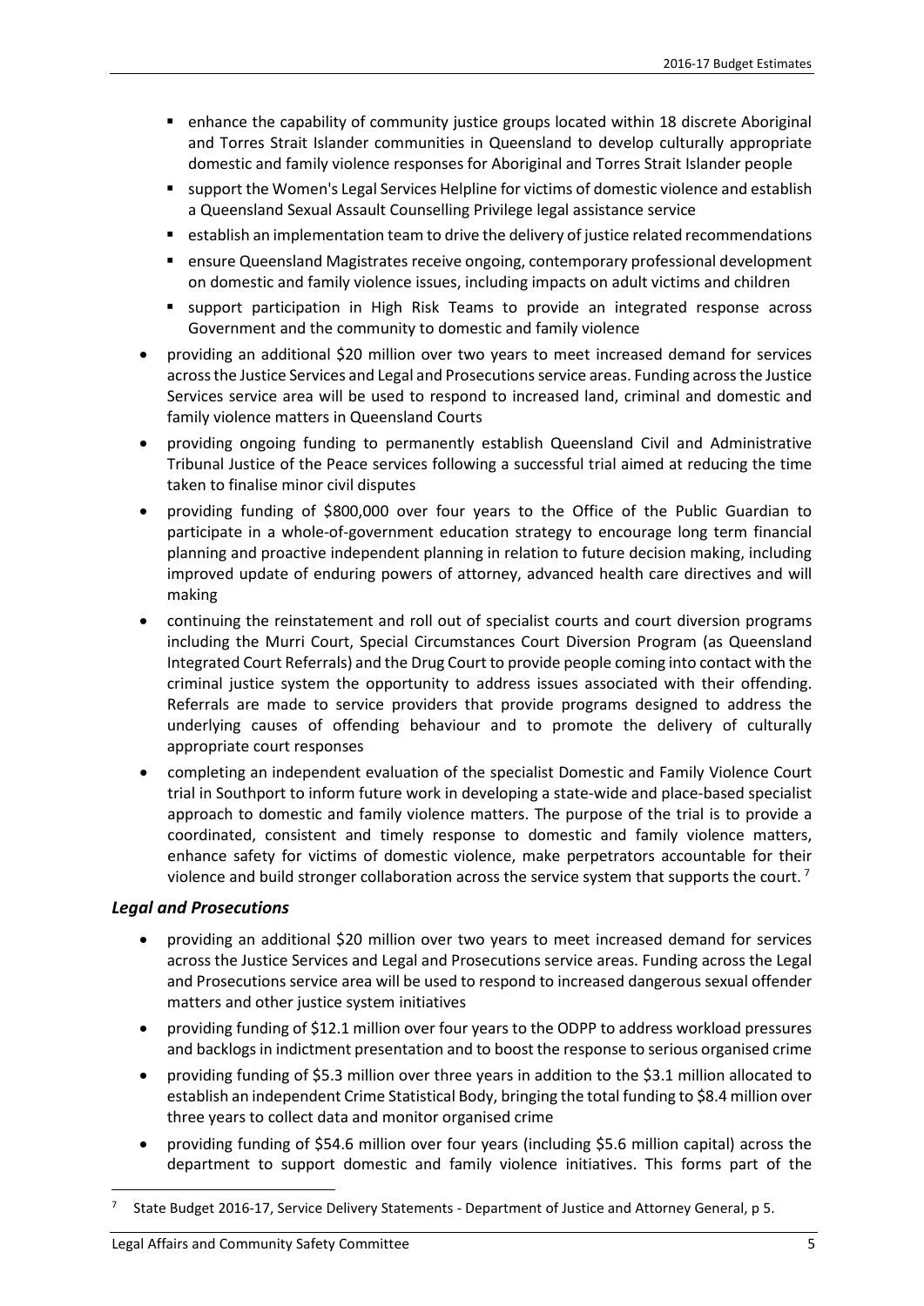- enhance the capability of community justice groups located within 18 discrete Aboriginal and Torres Strait Islander communities in Queensland to develop culturally appropriate domestic and family violence responses for Aboriginal and Torres Strait Islander people
  - support the Women's Legal Services Helpline for victims of domestic violence and establish a Queensland Sexual Assault Counselling Privilege legal assistance service
  - establish an implementation team to drive the delivery of justice related recommendations
  - ensure Queensland Magistrates receive ongoing, contemporary professional development on domestic and family violence issues, including impacts on adult victims and children
  - support participation in High Risk Teams to provide an integrated response across Government and the community to domestic and family violence
- providing an additional $20 million over two years to meet increased demand for services across the Justice Services and Legal and Prosecutions service areas. Funding across the Justice Services service area will be used to respond to increased land, criminal and domestic and family violence matters in Queensland Courts
- providing ongoing funding to permanently establish Queensland Civil and Administrative Tribunal Justice of the Peace services following a successful trial aimed at reducing the time taken to finalise minor civil disputes
- providing funding of $800,000 over four years to the Office of the Public Guardian to participate in a whole-of-government education strategy to encourage long term financial planning and proactive independent planning in relation to future decision making, including improved update of enduring powers of attorney, advanced health care directives and will making
- continuing the reinstatement and roll out of specialist courts and court diversion programs including the Murri Court, Special Circumstances Court Diversion Program (as Queensland Integrated Court Referrals) and the Drug Court to provide people coming into contact with the criminal justice system the opportunity to address issues associated with their offending. Referrals are made to service providers that provide programs designed to address the underlying causes of offending behaviour and to promote the delivery of culturally appropriate court responses
- completing an independent evaluation of the specialist Domestic and Family Violence Court trial in Southport to inform future work in developing a state-wide and place-based specialist approach to domestic and family violence matters. The purpose of the trial is to provide a coordinated, consistent and timely response to domestic and family violence matters, enhance safety for victims of domestic violence, make perpetrators accountable for their violence and build stronger collaboration across the service system that supports the court. [7]

### *Legal and Prosecutions*

- providing an additional $20 million over two years to meet increased demand for services across the Justice Services and Legal and Prosecutions service areas. Funding across the Legal and Prosecutions service area will be used to respond to increased dangerous sexual offender matters and other justice system initiatives
- providing funding of $12.1 million over four years to the ODPP to address workload pressures and backlogs in indictment presentation and to boost the response to serious organised crime
- providing funding of $5.3 million over three years in addition to the $3.1 million allocated to establish an independent Crime Statistical Body, bringing the total funding to $8.4 million over three years to collect data and monitor organised crime
- providing funding of $54.6 million over four years (including $5.6 million capital) across the department to support domestic and family violence initiatives. This forms part of the

[7] State Budget 2016-17, Service Delivery Statements - Department of Justice and Attorney General, p 5.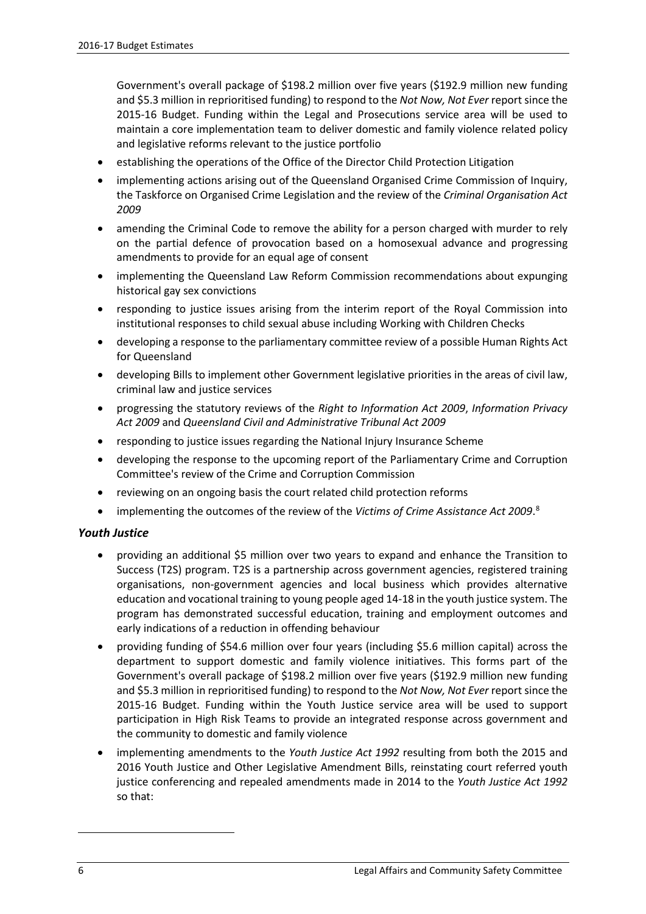Government's overall package of $198.2 million over five years ($192.9 million new funding and $5.3 million in reprioritised funding) to respond to the *Not Now, Not Ever* report since the 2015-16 Budget. Funding within the Legal and Prosecutions service area will be used to maintain a core implementation team to deliver domestic and family violence related policy and legislative reforms relevant to the justice portfolio

- establishing the operations of the Office of the Director Child Protection Litigation
- implementing actions arising out of the Queensland Organised Crime Commission of Inquiry, the Taskforce on Organised Crime Legislation and the review of the *Criminal Organisation Act 2009*
- amending the Criminal Code to remove the ability for a person charged with murder to rely on the partial defence of provocation based on a homosexual advance and progressing amendments to provide for an equal age of consent
- implementing the Queensland Law Reform Commission recommendations about expunging historical gay sex convictions
- responding to justice issues arising from the interim report of the Royal Commission into institutional responses to child sexual abuse including Working with Children Checks
- developing a response to the parliamentary committee review of a possible Human Rights Act for Queensland
- developing Bills to implement other Government legislative priorities in the areas of civil law, criminal law and justice services
- progressing the statutory reviews of the *Right to Information Act 2009*, *Information Privacy Act 2009* and *Queensland Civil and Administrative Tribunal Act 2009*
- responding to justice issues regarding the National Injury Insurance Scheme
- developing the response to the upcoming report of the Parliamentary Crime and Corruption Committee's review of the Crime and Corruption Commission
- reviewing on an ongoing basis the court related child protection reforms
- implementing the outcomes of the review of the *Victims of Crime Assistance Act 2009*.[8]

### *Youth Justice*

- providing an additional $5 million over two years to expand and enhance the Transition to Success (T2S) program. T2S is a partnership across government agencies, registered training organisations, non-government agencies and local business which provides alternative education and vocational training to young people aged 14-18 in the youth justice system. The program has demonstrated successful education, training and employment outcomes and early indications of a reduction in offending behaviour
- providing funding of $54.6 million over four years (including $5.6 million capital) across the department to support domestic and family violence initiatives. This forms part of the Government's overall package of $198.2 million over five years ($192.9 million new funding and $5.3 million in reprioritised funding) to respond to the *Not Now, Not Ever* report since the 2015-16 Budget. Funding within the Youth Justice service area will be used to support participation in High Risk Teams to provide an integrated response across government and the community to domestic and family violence
- implementing amendments to the *Youth Justice Act 1992* resulting from both the 2015 and 2016 Youth Justice and Other Legislative Amendment Bills, reinstating court referred youth justice conferencing and repealed amendments made in 2014 to the *Youth Justice Act 1992* so that: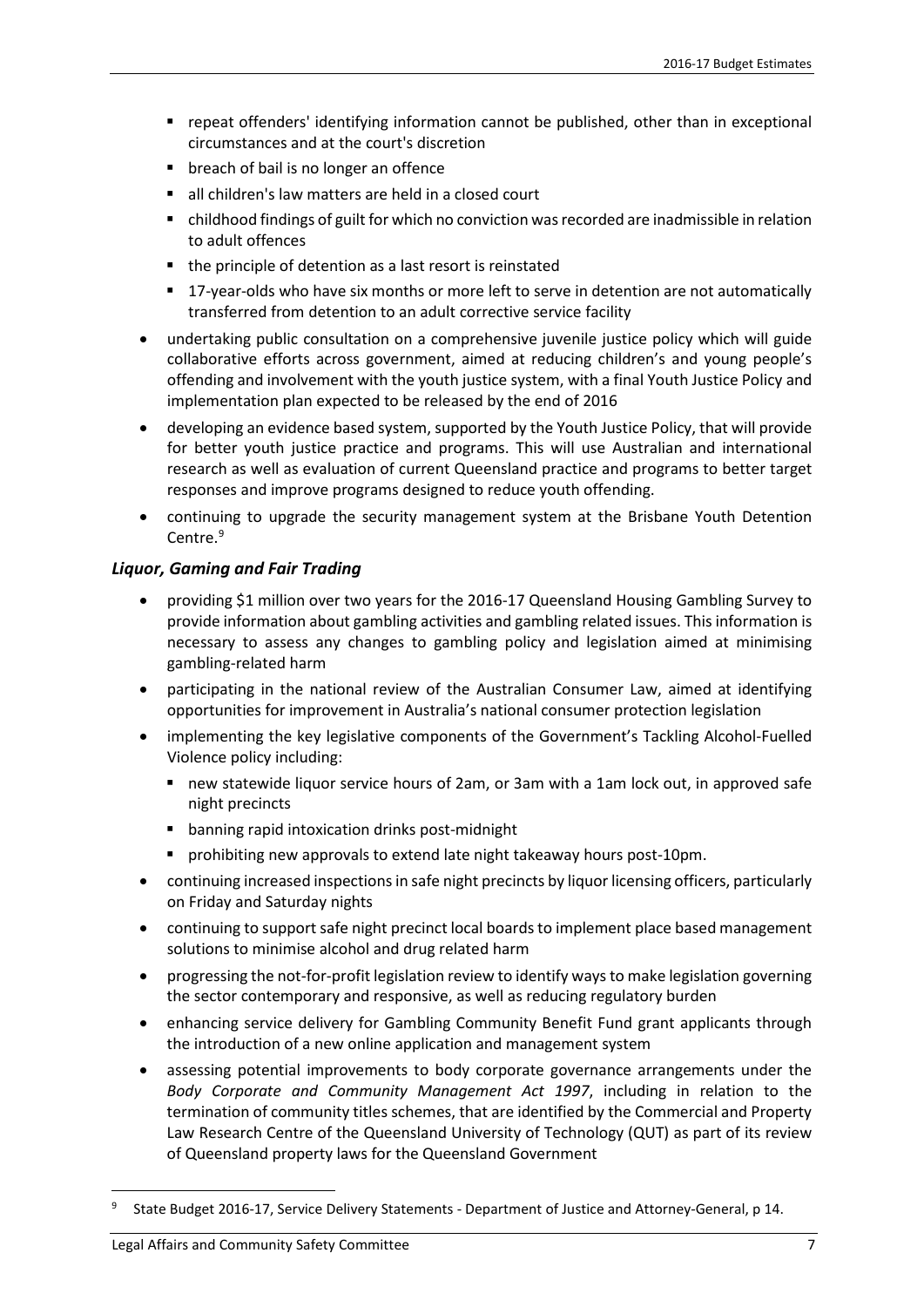- repeat offenders' identifying information cannot be published, other than in exceptional circumstances and at the court's discretion
  - breach of bail is no longer an offence
  - all children's law matters are held in a closed court
  - childhood findings of guilt for which no conviction was recorded are inadmissible in relation to adult offences
  - the principle of detention as a last resort is reinstated
  - 17-year-olds who have six months or more left to serve in detention are not automatically transferred from detention to an adult corrective service facility
- undertaking public consultation on a comprehensive juvenile justice policy which will guide collaborative efforts across government, aimed at reducing children's and young people's offending and involvement with the youth justice system, with a final Youth Justice Policy and implementation plan expected to be released by the end of 2016
- developing an evidence based system, supported by the Youth Justice Policy, that will provide for better youth justice practice and programs. This will use Australian and international research as well as evaluation of current Queensland practice and programs to better target responses and improve programs designed to reduce youth offending.
- continuing to upgrade the security management system at the Brisbane Youth Detention Centre.[9]

### *Liquor, Gaming and Fair Trading*

- providing $1 million over two years for the 2016-17 Queensland Housing Gambling Survey to provide information about gambling activities and gambling related issues. This information is necessary to assess any changes to gambling policy and legislation aimed at minimising gambling-related harm
- participating in the national review of the Australian Consumer Law, aimed at identifying opportunities for improvement in Australia's national consumer protection legislation
- implementing the key legislative components of the Government's Tackling Alcohol-Fuelled Violence policy including:
  - new statewide liquor service hours of 2am, or 3am with a 1am lock out, in approved safe night precincts
  - banning rapid intoxication drinks post-midnight
  - prohibiting new approvals to extend late night takeaway hours post-10pm.
- continuing increased inspections in safe night precincts by liquor licensing officers, particularly on Friday and Saturday nights
- continuing to support safe night precinct local boards to implement place based management solutions to minimise alcohol and drug related harm
- progressing the not-for-profit legislation review to identify ways to make legislation governing the sector contemporary and responsive, as well as reducing regulatory burden
- enhancing service delivery for Gambling Community Benefit Fund grant applicants through the introduction of a new online application and management system
- assessing potential improvements to body corporate governance arrangements under the *Body Corporate and Community Management Act 1997*, including in relation to the termination of community titles schemes, that are identified by the Commercial and Property Law Research Centre of the Queensland University of Technology (QUT) as part of its review of Queensland property laws for the Queensland Government

---

[9] State Budget 2016-17, Service Delivery Statements - Department of Justice and Attorney-General, p 14.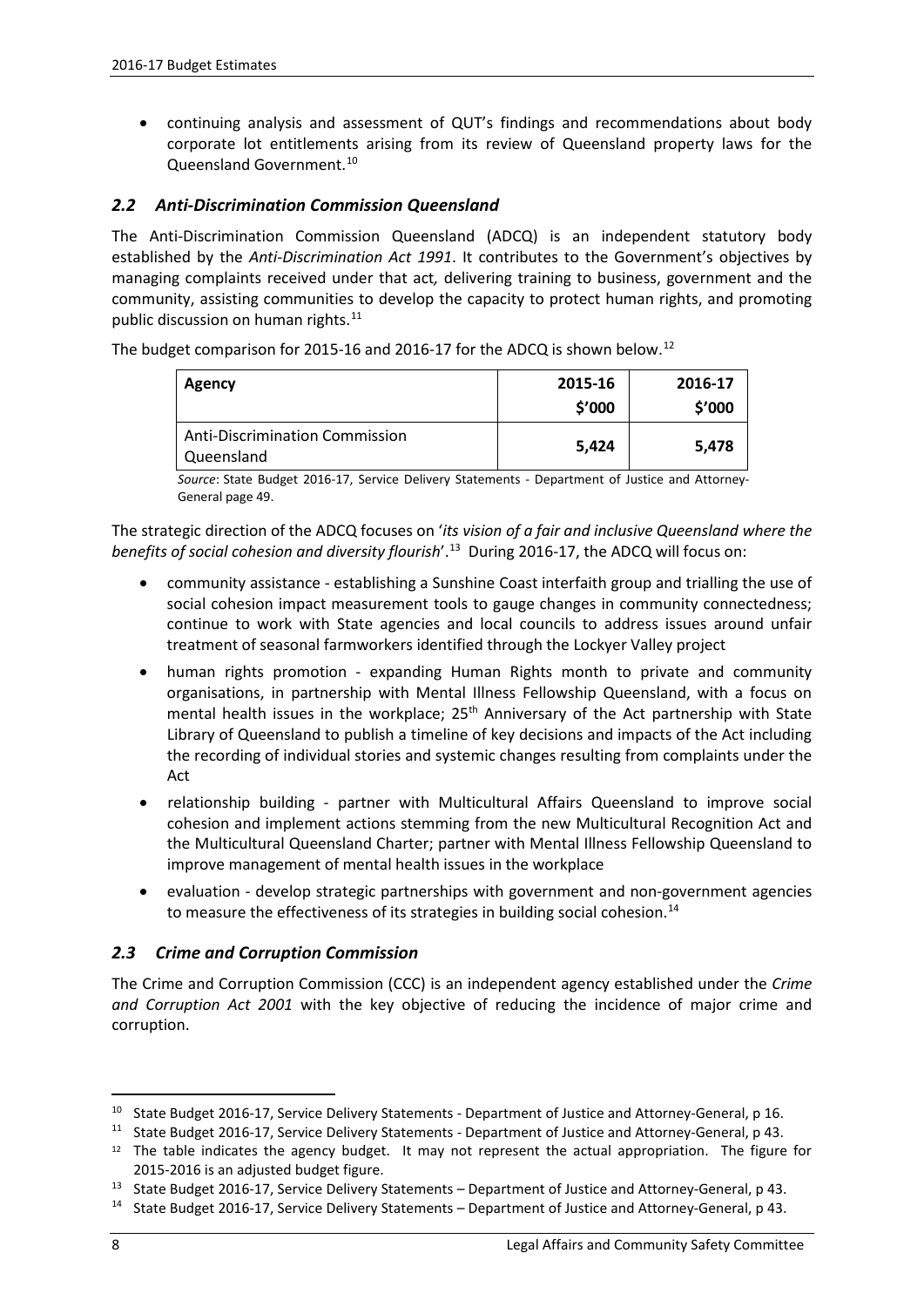- continuing analysis and assessment of QUT's findings and recommendations about body corporate lot entitlements arising from its review of Queensland property laws for the Queensland Government.[10]

### *2.2 Anti-Discrimination Commission Queensland*

The Anti-Discrimination Commission Queensland (ADCQ) is an independent statutory body established by the *Anti-Discrimination Act 1991*. It contributes to the Government's objectives by managing complaints received under that act*,* delivering training to business, government and the community, assisting communities to develop the capacity to protect human rights, and promoting public discussion on human rights.[11]

The budget comparison for 2015-16 and 2016-17 for the ADCQ is shown below.[12]

| Agency | 2015-16 $'000 | 2016-17 $'000 |
|---|---|---|
| Anti-Discrimination Commission Queensland | **5,424** | **5,478** |

*Source*: State Budget 2016-17, Service Delivery Statements - Department of Justice and Attorney-General page 49.

The strategic direction of the ADCQ focuses on '*its vision of a fair and inclusive Queensland where the benefits of social cohesion and diversity flourish*'.[13] During 2016-17, the ADCQ will focus on:

- community assistance - establishing a Sunshine Coast interfaith group and trialling the use of social cohesion impact measurement tools to gauge changes in community connectedness; continue to work with State agencies and local councils to address issues around unfair treatment of seasonal farmworkers identified through the Lockyer Valley project
- human rights promotion - expanding Human Rights month to private and community organisations, in partnership with Mental Illness Fellowship Queensland, with a focus on mental health issues in the workplace; 25th Anniversary of the Act partnership with State Library of Queensland to publish a timeline of key decisions and impacts of the Act including the recording of individual stories and systemic changes resulting from complaints under the Act
- relationship building - partner with Multicultural Affairs Queensland to improve social cohesion and implement actions stemming from the new Multicultural Recognition Act and the Multicultural Queensland Charter; partner with Mental Illness Fellowship Queensland to improve management of mental health issues in the workplace
- evaluation - develop strategic partnerships with government and non-government agencies to measure the effectiveness of its strategies in building social cohesion.[14]

### *2.3 Crime and Corruption Commission*

The Crime and Corruption Commission (CCC) is an independent agency established under the *Crime and Corruption Act 2001* with the key objective of reducing the incidence of major crime and corruption.

---

[10] State Budget 2016-17, Service Delivery Statements - Department of Justice and Attorney-General, p 16.

[11] State Budget 2016-17, Service Delivery Statements - Department of Justice and Attorney-General, p 43.

[12] The table indicates the agency budget. It may not represent the actual appropriation. The figure for 2015-2016 is an adjusted budget figure.

[13] State Budget 2016-17, Service Delivery Statements – Department of Justice and Attorney-General, p 43.

[14] State Budget 2016-17, Service Delivery Statements – Department of Justice and Attorney-General, p 43.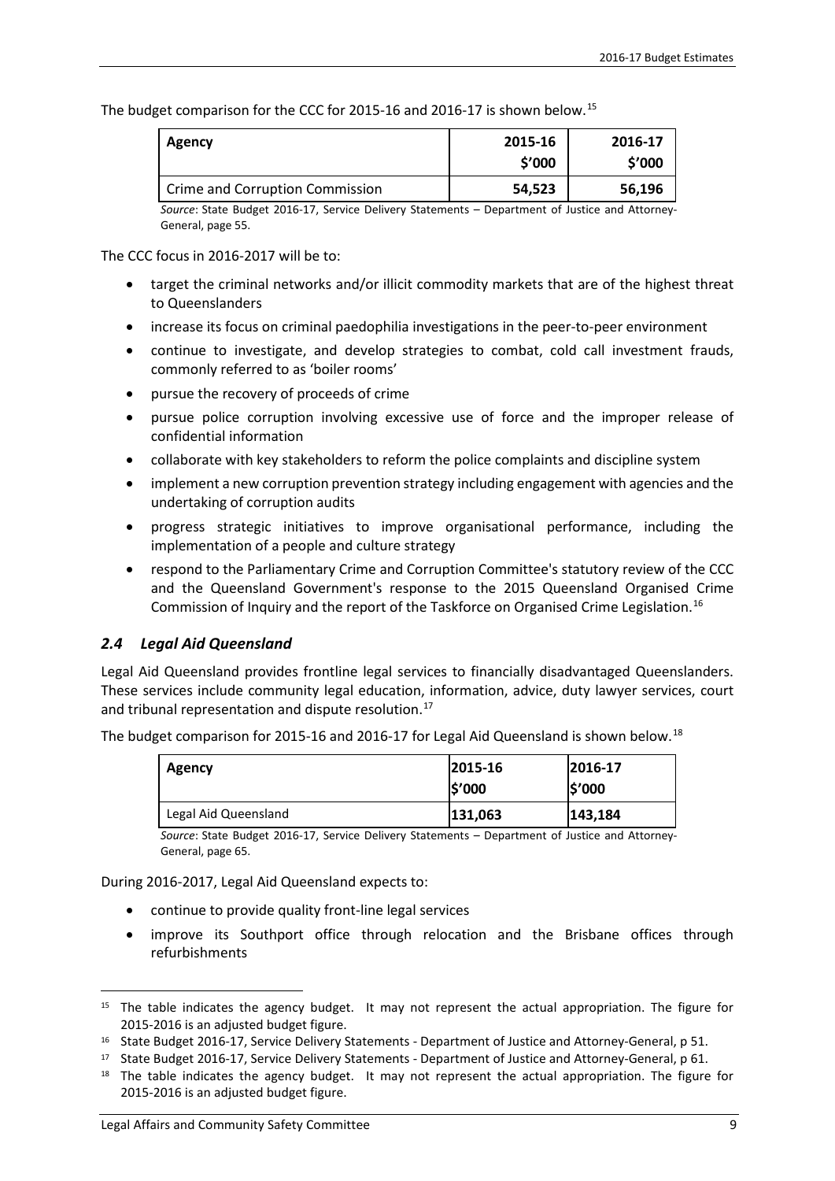The budget comparison for the CCC for 2015-16 and 2016-17 is shown below.[15]

| Agency | 2015-16 \$'000 | 2016-17 \$'000 |
|---|---|---|
| Crime and Corruption Commission | 54,523 | 56,196 |

*Source*: State Budget 2016-17, Service Delivery Statements – Department of Justice and Attorney-General, page 55.

The CCC focus in 2016-2017 will be to:

- target the criminal networks and/or illicit commodity markets that are of the highest threat to Queenslanders
- increase its focus on criminal paedophilia investigations in the peer-to-peer environment
- continue to investigate, and develop strategies to combat, cold call investment frauds, commonly referred to as 'boiler rooms'
- pursue the recovery of proceeds of crime
- pursue police corruption involving excessive use of force and the improper release of confidential information
- collaborate with key stakeholders to reform the police complaints and discipline system
- implement a new corruption prevention strategy including engagement with agencies and the undertaking of corruption audits
- progress strategic initiatives to improve organisational performance, including the implementation of a people and culture strategy
- respond to the Parliamentary Crime and Corruption Committee's statutory review of the CCC and the Queensland Government's response to the 2015 Queensland Organised Crime Commission of Inquiry and the report of the Taskforce on Organised Crime Legislation.[16]

## *2.4 Legal Aid Queensland*

Legal Aid Queensland provides frontline legal services to financially disadvantaged Queenslanders. These services include community legal education, information, advice, duty lawyer services, court and tribunal representation and dispute resolution.[17]

The budget comparison for 2015-16 and 2016-17 for Legal Aid Queensland is shown below.[18]

| Agency | 2015-16 \$'000 | 2016-17 \$'000 |
|---|---|---|
| Legal Aid Queensland | 131,063 | 143,184 |

*Source*: State Budget 2016-17, Service Delivery Statements – Department of Justice and Attorney-General, page 65.

During 2016-2017, Legal Aid Queensland expects to:

- continue to provide quality front-line legal services
- improve its Southport office through relocation and the Brisbane offices through refurbishments

---

[15] The table indicates the agency budget. It may not represent the actual appropriation. The figure for 2015-2016 is an adjusted budget figure.

[16] State Budget 2016-17, Service Delivery Statements - Department of Justice and Attorney-General, p 51.

[17] State Budget 2016-17, Service Delivery Statements - Department of Justice and Attorney-General, p 61.

[18] The table indicates the agency budget. It may not represent the actual appropriation. The figure for 2015-2016 is an adjusted budget figure.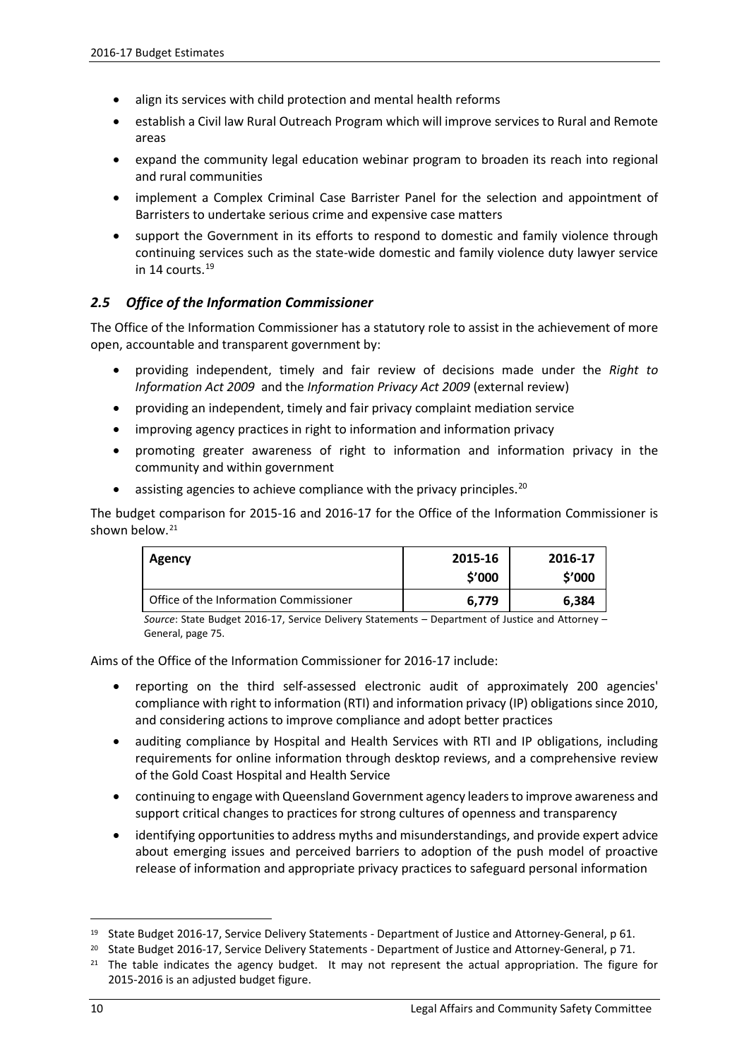- align its services with child protection and mental health reforms
- establish a Civil law Rural Outreach Program which will improve services to Rural and Remote areas
- expand the community legal education webinar program to broaden its reach into regional and rural communities
- implement a Complex Criminal Case Barrister Panel for the selection and appointment of Barristers to undertake serious crime and expensive case matters
- support the Government in its efforts to respond to domestic and family violence through continuing services such as the state-wide domestic and family violence duty lawyer service in 14 courts.[19]

## *2.5 Office of the Information Commissioner*

The Office of the Information Commissioner has a statutory role to assist in the achievement of more open, accountable and transparent government by:

- providing independent, timely and fair review of decisions made under the *Right to Information Act 2009* and the *Information Privacy Act 2009* (external review)
- providing an independent, timely and fair privacy complaint mediation service
- improving agency practices in right to information and information privacy
- promoting greater awareness of right to information and information privacy in the community and within government
- assisting agencies to achieve compliance with the privacy principles.[20]

The budget comparison for 2015-16 and 2016-17 for the Office of the Information Commissioner is shown below.[21]

| Agency | 2015-16 \$'000 | 2016-17 \$'000 |
|---|---|---|
| Office of the Information Commissioner | 6,779 | 6,384 |

*Source*: State Budget 2016-17, Service Delivery Statements – Department of Justice and Attorney – General, page 75.

Aims of the Office of the Information Commissioner for 2016-17 include:

- reporting on the third self-assessed electronic audit of approximately 200 agencies' compliance with right to information (RTI) and information privacy (IP) obligations since 2010, and considering actions to improve compliance and adopt better practices
- auditing compliance by Hospital and Health Services with RTI and IP obligations, including requirements for online information through desktop reviews, and a comprehensive review of the Gold Coast Hospital and Health Service
- continuing to engage with Queensland Government agency leaders to improve awareness and support critical changes to practices for strong cultures of openness and transparency
- identifying opportunities to address myths and misunderstandings, and provide expert advice about emerging issues and perceived barriers to adoption of the push model of proactive release of information and appropriate privacy practices to safeguard personal information

[19] State Budget 2016-17, Service Delivery Statements - Department of Justice and Attorney-General, p 61.

[20] State Budget 2016-17, Service Delivery Statements - Department of Justice and Attorney-General, p 71.

[21] The table indicates the agency budget. It may not represent the actual appropriation. The figure for 2015-2016 is an adjusted budget figure.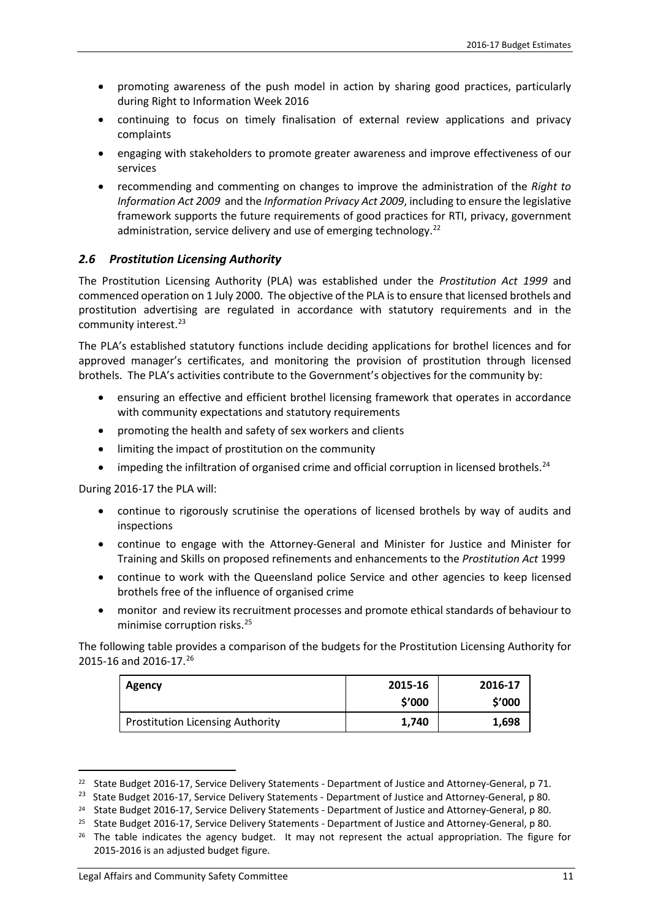- promoting awareness of the push model in action by sharing good practices, particularly during Right to Information Week 2016
- continuing to focus on timely finalisation of external review applications and privacy complaints
- engaging with stakeholders to promote greater awareness and improve effectiveness of our services
- recommending and commenting on changes to improve the administration of the *Right to Information Act 2009* and the *Information Privacy Act 2009*, including to ensure the legislative framework supports the future requirements of good practices for RTI, privacy, government administration, service delivery and use of emerging technology.[22]

### *2.6 Prostitution Licensing Authority*

The Prostitution Licensing Authority (PLA) was established under the *Prostitution Act 1999* and commenced operation on 1 July 2000. The objective of the PLA is to ensure that licensed brothels and prostitution advertising are regulated in accordance with statutory requirements and in the community interest.[23]

The PLA's established statutory functions include deciding applications for brothel licences and for approved manager's certificates, and monitoring the provision of prostitution through licensed brothels. The PLA's activities contribute to the Government's objectives for the community by:

- ensuring an effective and efficient brothel licensing framework that operates in accordance with community expectations and statutory requirements
- promoting the health and safety of sex workers and clients
- limiting the impact of prostitution on the community
- impeding the infiltration of organised crime and official corruption in licensed brothels.[24]

During 2016-17 the PLA will:

- continue to rigorously scrutinise the operations of licensed brothels by way of audits and inspections
- continue to engage with the Attorney-General and Minister for Justice and Minister for Training and Skills on proposed refinements and enhancements to the *Prostitution Act* 1999
- continue to work with the Queensland police Service and other agencies to keep licensed brothels free of the influence of organised crime
- monitor and review its recruitment processes and promote ethical standards of behaviour to minimise corruption risks.[25]

The following table provides a comparison of the budgets for the Prostitution Licensing Authority for 2015-16 and 2016-17.[26]

| **Agency** | **2015-16 $'000** | **2016-17 $'000** |
|---|---|---|
| Prostitution Licensing Authority | **1,740** | **1,698** |

---

[22] State Budget 2016-17, Service Delivery Statements - Department of Justice and Attorney-General, p 71.

[23] State Budget 2016-17, Service Delivery Statements - Department of Justice and Attorney-General, p 80.

[24] State Budget 2016-17, Service Delivery Statements - Department of Justice and Attorney-General, p 80.

[25] State Budget 2016-17, Service Delivery Statements - Department of Justice and Attorney-General, p 80.

[26] The table indicates the agency budget. It may not represent the actual appropriation. The figure for 2015-2016 is an adjusted budget figure.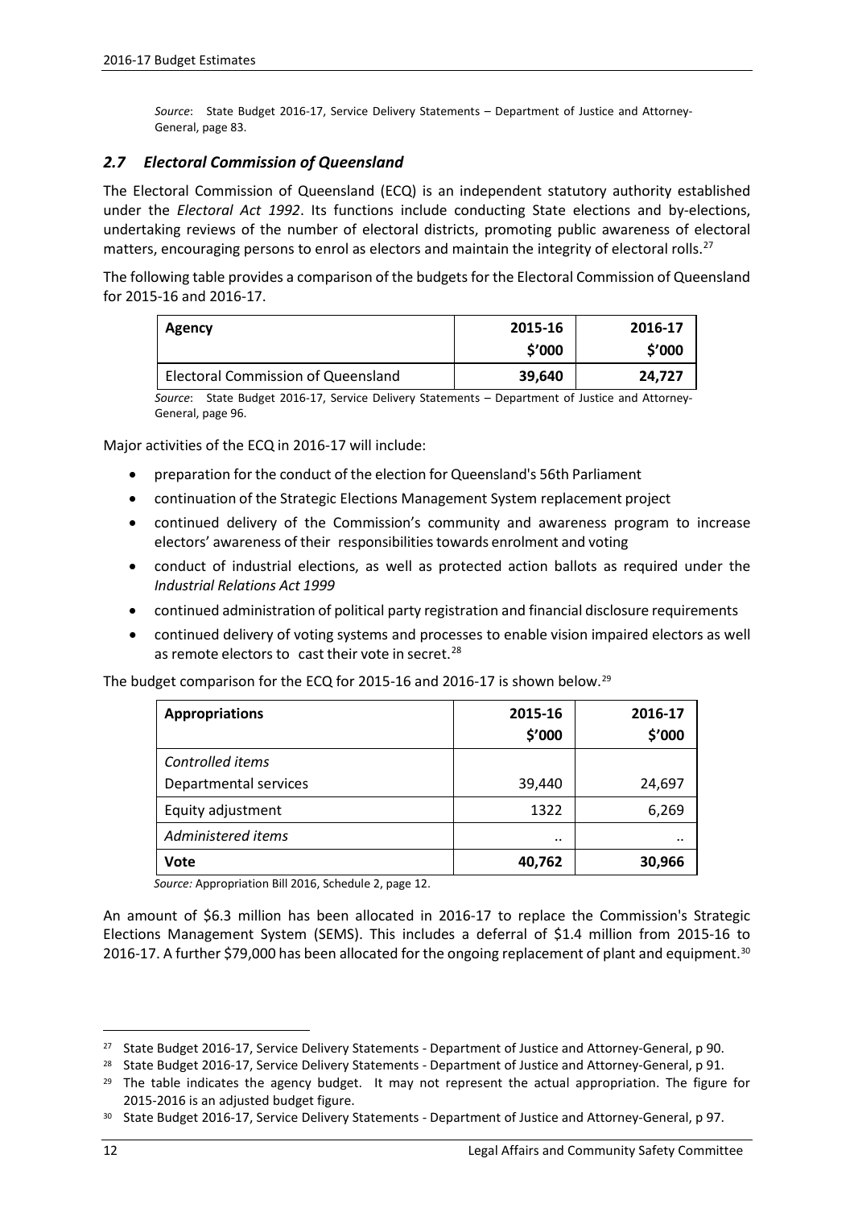*Source*: State Budget 2016-17, Service Delivery Statements – Department of Justice and Attorney-General, page 83.

## *2.7 Electoral Commission of Queensland*

The Electoral Commission of Queensland (ECQ) is an independent statutory authority established under the *Electoral Act 1992*. Its functions include conducting State elections and by-elections, undertaking reviews of the number of electoral districts, promoting public awareness of electoral matters, encouraging persons to enrol as electors and maintain the integrity of electoral rolls.[27]

The following table provides a comparison of the budgets for the Electoral Commission of Queensland for 2015-16 and 2016-17.

| Agency | 2015-16 $'000 | 2016-17 $'000 |
|---|---|---|
| Electoral Commission of Queensland | **39,640** | **24,727** |

*Source*: State Budget 2016-17, Service Delivery Statements – Department of Justice and Attorney-General, page 96.

Major activities of the ECQ in 2016-17 will include:

- preparation for the conduct of the election for Queensland's 56th Parliament
- continuation of the Strategic Elections Management System replacement project
- continued delivery of the Commission's community and awareness program to increase electors' awareness of their responsibilities towards enrolment and voting
- conduct of industrial elections, as well as protected action ballots as required under the *Industrial Relations Act 1999*
- continued administration of political party registration and financial disclosure requirements
- continued delivery of voting systems and processes to enable vision impaired electors as well as remote electors to cast their vote in secret.[28]

The budget comparison for the ECQ for 2015-16 and 2016-17 is shown below.[29]

| Appropriations | 2015-16 $'000 | 2016-17 $'000 |
|---|---|---|
| *Controlled items* | | |
| Departmental services | 39,440 | 24,697 |
| Equity adjustment | 1322 | 6,269 |
| *Administered items* | .. | .. |
| **Vote** | **40,762** | **30,966** |

*Source:* Appropriation Bill 2016, Schedule 2, page 12.

An amount of $6.3 million has been allocated in 2016-17 to replace the Commission's Strategic Elections Management System (SEMS). This includes a deferral of $1.4 million from 2015-16 to 2016-17. A further $79,000 has been allocated for the ongoing replacement of plant and equipment.[30]

---

[27] State Budget 2016-17, Service Delivery Statements - Department of Justice and Attorney-General, p 90.

[28] State Budget 2016-17, Service Delivery Statements - Department of Justice and Attorney-General, p 91.

[29] The table indicates the agency budget. It may not represent the actual appropriation. The figure for 2015-2016 is an adjusted budget figure.

[30] State Budget 2016-17, Service Delivery Statements - Department of Justice and Attorney-General, p 97.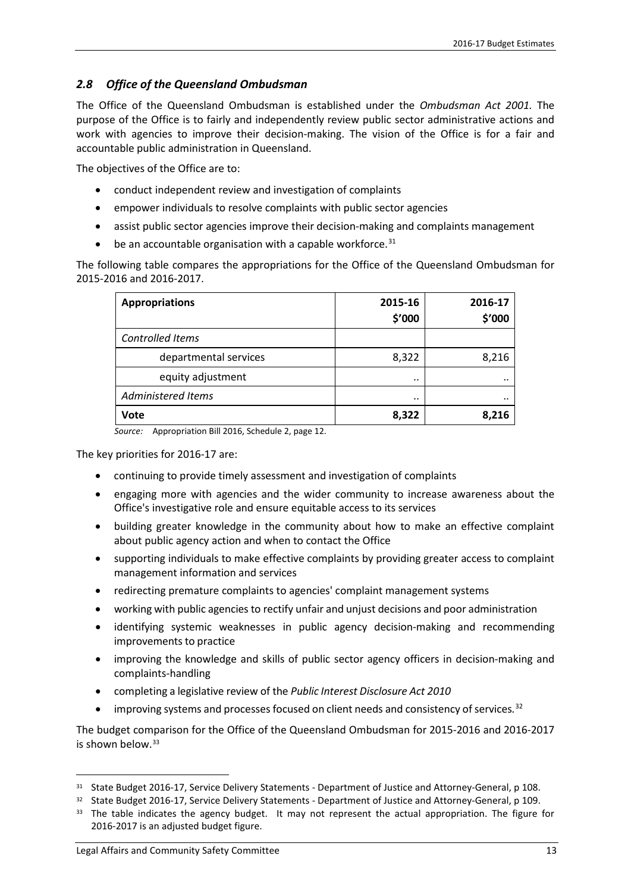## *2.8 Office of the Queensland Ombudsman*

The Office of the Queensland Ombudsman is established under the *Ombudsman Act 2001.* The purpose of the Office is to fairly and independently review public sector administrative actions and work with agencies to improve their decision-making. The vision of the Office is for a fair and accountable public administration in Queensland.

The objectives of the Office are to:

- conduct independent review and investigation of complaints
- empower individuals to resolve complaints with public sector agencies
- assist public sector agencies improve their decision-making and complaints management
- be an accountable organisation with a capable workforce.[31]

The following table compares the appropriations for the Office of the Queensland Ombudsman for 2015-2016 and 2016-2017.

| **Appropriations** | **2015-16 $'000** | **2016-17 $'000** |
|---|---|---|
| *Controlled Items* | | |
| departmental services | 8,322 | 8,216 |
| equity adjustment | .. | .. |
| *Administered Items* | .. | .. |
| **Vote** | **8,322** | **8,216** |

*Source:* Appropriation Bill 2016, Schedule 2, page 12.

The key priorities for 2016-17 are:

- continuing to provide timely assessment and investigation of complaints
- engaging more with agencies and the wider community to increase awareness about the Office's investigative role and ensure equitable access to its services
- building greater knowledge in the community about how to make an effective complaint about public agency action and when to contact the Office
- supporting individuals to make effective complaints by providing greater access to complaint management information and services
- redirecting premature complaints to agencies' complaint management systems
- working with public agencies to rectify unfair and unjust decisions and poor administration
- identifying systemic weaknesses in public agency decision-making and recommending improvements to practice
- improving the knowledge and skills of public sector agency officers in decision-making and complaints-handling
- completing a legislative review of the *Public Interest Disclosure Act 2010*
- improving systems and processes focused on client needs and consistency of services.[32]

The budget comparison for the Office of the Queensland Ombudsman for 2015-2016 and 2016-2017 is shown below.[33]

---

[31] State Budget 2016-17, Service Delivery Statements - Department of Justice and Attorney-General, p 108.

[32] State Budget 2016-17, Service Delivery Statements - Department of Justice and Attorney-General, p 109.

[33] The table indicates the agency budget. It may not represent the actual appropriation. The figure for 2016-2017 is an adjusted budget figure.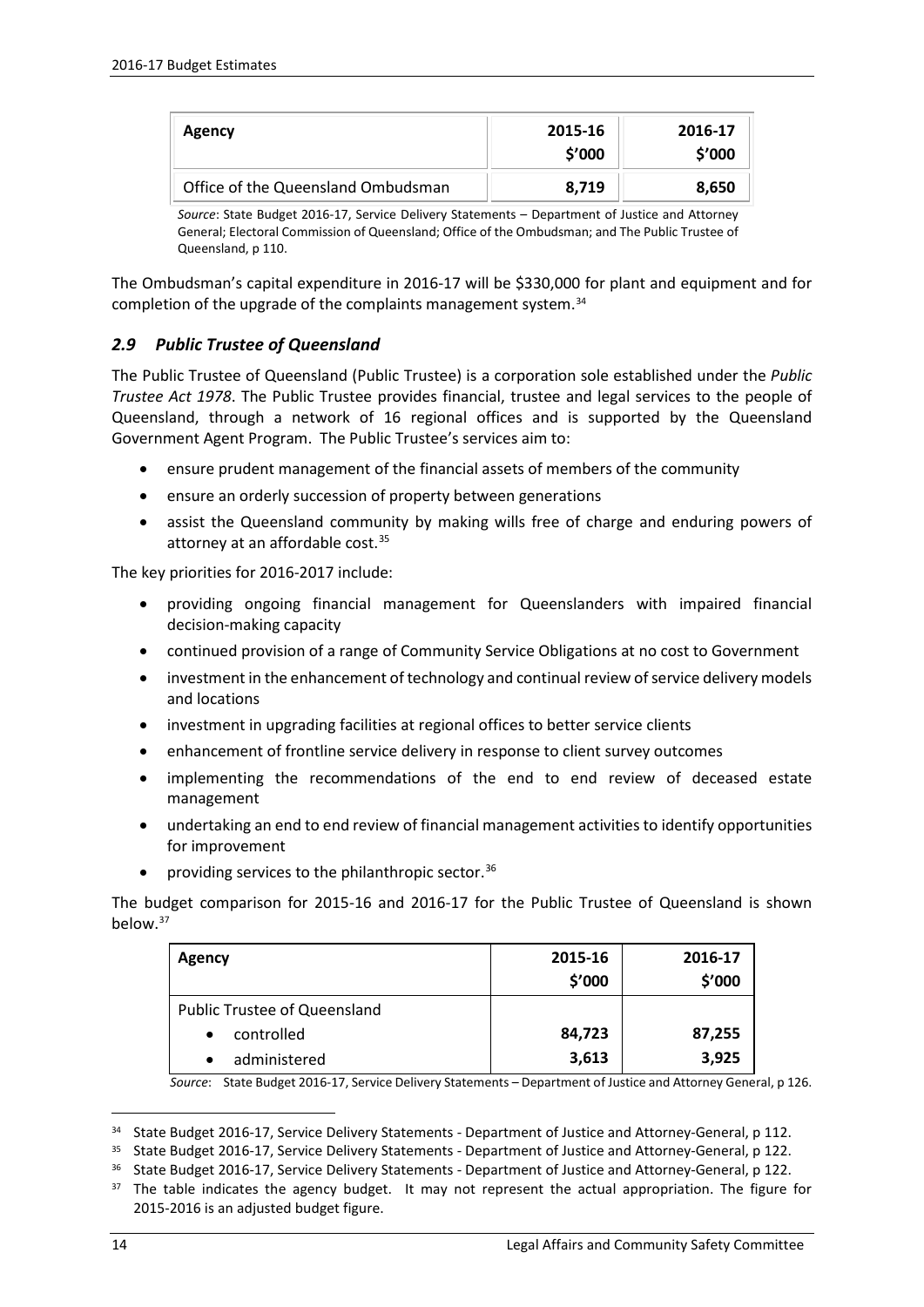| Agency | 2015-16 $'000 | 2016-17 $'000 |
|---|---|---|
| Office of the Queensland Ombudsman | **8,719** | **8,650** |

*Source*: State Budget 2016-17, Service Delivery Statements – Department of Justice and Attorney General; Electoral Commission of Queensland; Office of the Ombudsman; and The Public Trustee of Queensland, p 110.

The Ombudsman's capital expenditure in 2016-17 will be $330,000 for plant and equipment and for completion of the upgrade of the complaints management system.[34]

### *2.9 Public Trustee of Queensland*

The Public Trustee of Queensland (Public Trustee) is a corporation sole established under the *Public Trustee Act 1978*. The Public Trustee provides financial, trustee and legal services to the people of Queensland, through a network of 16 regional offices and is supported by the Queensland Government Agent Program. The Public Trustee's services aim to:

- ensure prudent management of the financial assets of members of the community
- ensure an orderly succession of property between generations
- assist the Queensland community by making wills free of charge and enduring powers of attorney at an affordable cost.[35]

The key priorities for 2016-2017 include:

- providing ongoing financial management for Queenslanders with impaired financial decision-making capacity
- continued provision of a range of Community Service Obligations at no cost to Government
- investment in the enhancement of technology and continual review of service delivery models and locations
- investment in upgrading facilities at regional offices to better service clients
- enhancement of frontline service delivery in response to client survey outcomes
- implementing the recommendations of the end to end review of deceased estate management
- undertaking an end to end review of financial management activities to identify opportunities for improvement
- providing services to the philanthropic sector.[36]

The budget comparison for 2015-16 and 2016-17 for the Public Trustee of Queensland is shown below.[37]

| Agency | 2015-16 $'000 | 2016-17 $'000 |
|---|---|---|
| Public Trustee of Queensland | | |
| • controlled | **84,723** | **87,255** |
| • administered | **3,613** | **3,925** |

*Source*: State Budget 2016-17, Service Delivery Statements – Department of Justice and Attorney General, p 126.

---

[34] State Budget 2016-17, Service Delivery Statements - Department of Justice and Attorney-General, p 112.

[35] State Budget 2016-17, Service Delivery Statements - Department of Justice and Attorney-General, p 122.

[36] State Budget 2016-17, Service Delivery Statements - Department of Justice and Attorney-General, p 122.

[37] The table indicates the agency budget. It may not represent the actual appropriation. The figure for 2015-2016 is an adjusted budget figure.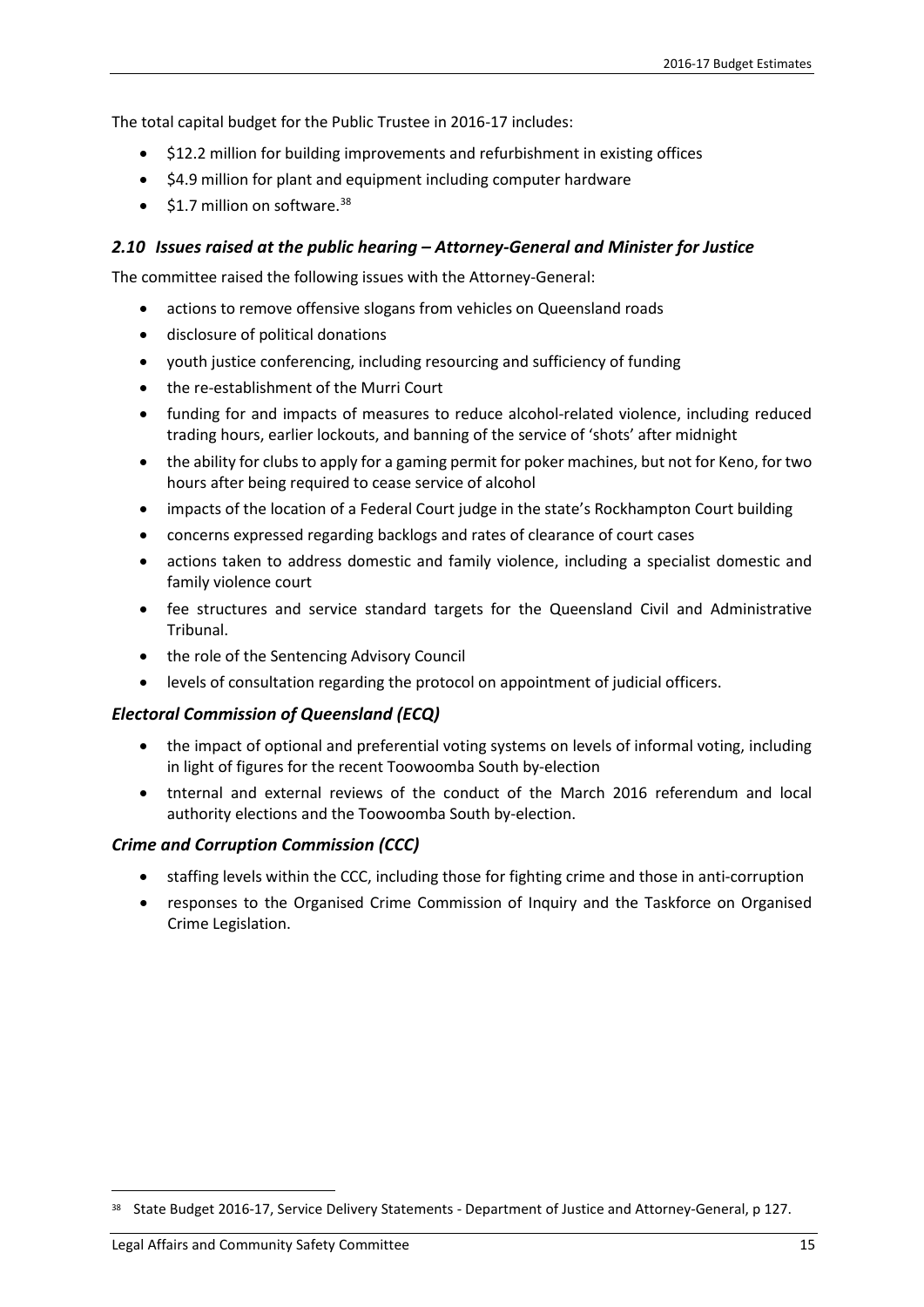The total capital budget for the Public Trustee in 2016-17 includes:

- $12.2 million for building improvements and refurbishment in existing offices
- $4.9 million for plant and equipment including computer hardware
- $1.7 million on software.[38]

## *2.10 Issues raised at the public hearing – Attorney-General and Minister for Justice*

The committee raised the following issues with the Attorney-General:

- actions to remove offensive slogans from vehicles on Queensland roads
- disclosure of political donations
- youth justice conferencing, including resourcing and sufficiency of funding
- the re-establishment of the Murri Court
- funding for and impacts of measures to reduce alcohol-related violence, including reduced trading hours, earlier lockouts, and banning of the service of 'shots' after midnight
- the ability for clubs to apply for a gaming permit for poker machines, but not for Keno, for two hours after being required to cease service of alcohol
- impacts of the location of a Federal Court judge in the state's Rockhampton Court building
- concerns expressed regarding backlogs and rates of clearance of court cases
- actions taken to address domestic and family violence, including a specialist domestic and family violence court
- fee structures and service standard targets for the Queensland Civil and Administrative Tribunal.
- the role of the Sentencing Advisory Council
- levels of consultation regarding the protocol on appointment of judicial officers.

### *Electoral Commission of Queensland (ECQ)*

- the impact of optional and preferential voting systems on levels of informal voting, including in light of figures for the recent Toowoomba South by-election
- tnternal and external reviews of the conduct of the March 2016 referendum and local authority elections and the Toowoomba South by-election.

### *Crime and Corruption Commission (CCC)*

- staffing levels within the CCC, including those for fighting crime and those in anti-corruption
- responses to the Organised Crime Commission of Inquiry and the Taskforce on Organised Crime Legislation.

[38] State Budget 2016-17, Service Delivery Statements - Department of Justice and Attorney-General, p 127.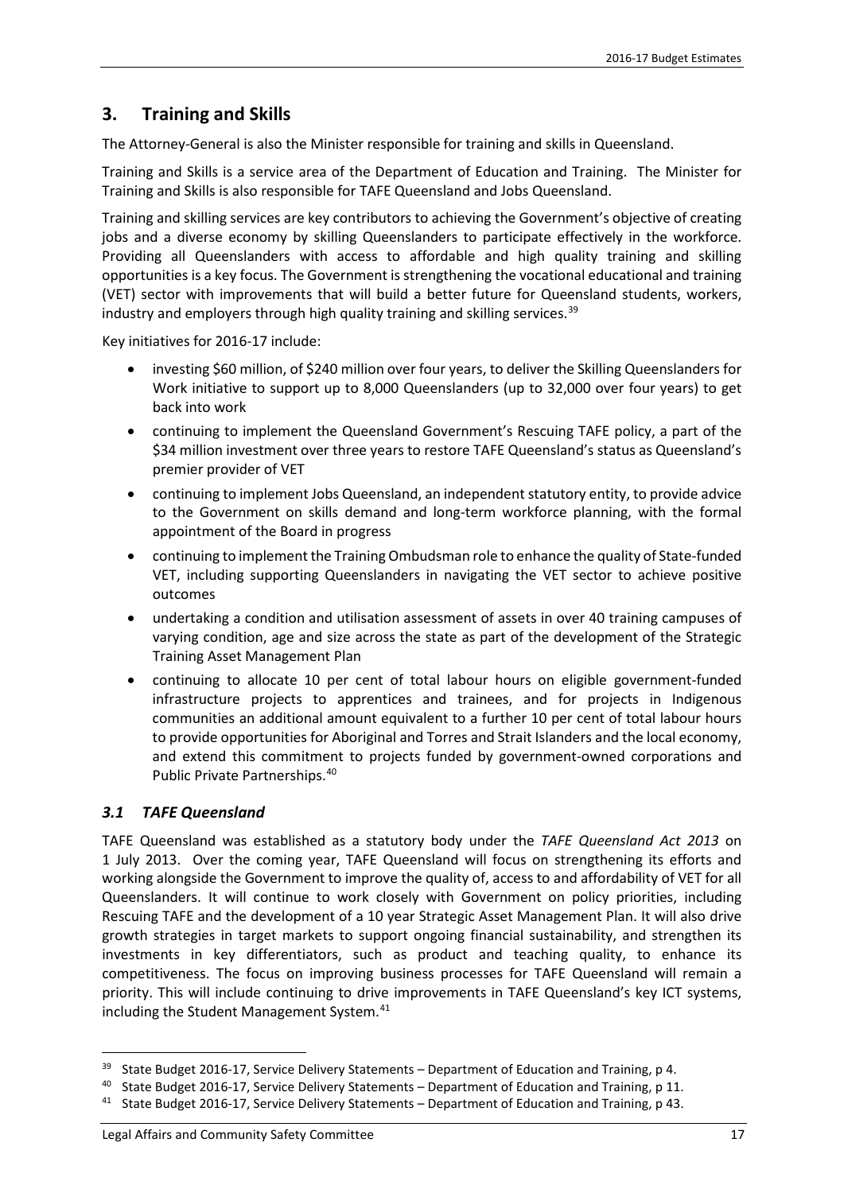## 3. Training and Skills

The Attorney-General is also the Minister responsible for training and skills in Queensland.

Training and Skills is a service area of the Department of Education and Training. The Minister for Training and Skills is also responsible for TAFE Queensland and Jobs Queensland.

Training and skilling services are key contributors to achieving the Government's objective of creating jobs and a diverse economy by skilling Queenslanders to participate effectively in the workforce. Providing all Queenslanders with access to affordable and high quality training and skilling opportunities is a key focus. The Government is strengthening the vocational educational and training (VET) sector with improvements that will build a better future for Queensland students, workers, industry and employers through high quality training and skilling services.[39]

Key initiatives for 2016-17 include:

- investing $60 million, of $240 million over four years, to deliver the Skilling Queenslanders for Work initiative to support up to 8,000 Queenslanders (up to 32,000 over four years) to get back into work
- continuing to implement the Queensland Government's Rescuing TAFE policy, a part of the $34 million investment over three years to restore TAFE Queensland's status as Queensland's premier provider of VET
- continuing to implement Jobs Queensland, an independent statutory entity, to provide advice to the Government on skills demand and long-term workforce planning, with the formal appointment of the Board in progress
- continuing to implement the Training Ombudsman role to enhance the quality of State-funded VET, including supporting Queenslanders in navigating the VET sector to achieve positive outcomes
- undertaking a condition and utilisation assessment of assets in over 40 training campuses of varying condition, age and size across the state as part of the development of the Strategic Training Asset Management Plan
- continuing to allocate 10 per cent of total labour hours on eligible government-funded infrastructure projects to apprentices and trainees, and for projects in Indigenous communities an additional amount equivalent to a further 10 per cent of total labour hours to provide opportunities for Aboriginal and Torres and Strait Islanders and the local economy, and extend this commitment to projects funded by government-owned corporations and Public Private Partnerships.[40]

### *3.1 TAFE Queensland*

TAFE Queensland was established as a statutory body under the *TAFE Queensland Act 2013* on 1 July 2013. Over the coming year, TAFE Queensland will focus on strengthening its efforts and working alongside the Government to improve the quality of, access to and affordability of VET for all Queenslanders. It will continue to work closely with Government on policy priorities, including Rescuing TAFE and the development of a 10 year Strategic Asset Management Plan. It will also drive growth strategies in target markets to support ongoing financial sustainability, and strengthen its investments in key differentiators, such as product and teaching quality, to enhance its competitiveness. The focus on improving business processes for TAFE Queensland will remain a priority. This will include continuing to drive improvements in TAFE Queensland's key ICT systems, including the Student Management System.[41]

---

[39] State Budget 2016-17, Service Delivery Statements – Department of Education and Training, p 4.

[40] State Budget 2016-17, Service Delivery Statements – Department of Education and Training, p 11.

[41] State Budget 2016-17, Service Delivery Statements – Department of Education and Training, p 43.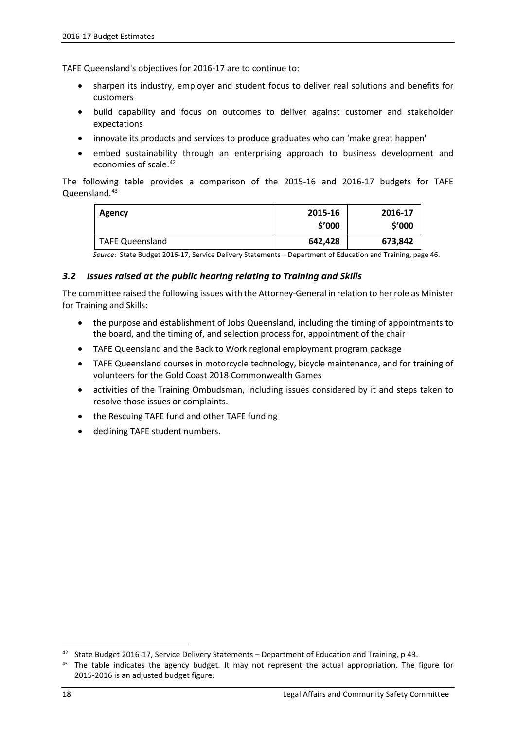TAFE Queensland's objectives for 2016-17 are to continue to:

- sharpen its industry, employer and student focus to deliver real solutions and benefits for customers
- build capability and focus on outcomes to deliver against customer and stakeholder expectations
- innovate its products and services to produce graduates who can 'make great happen'
- embed sustainability through an enterprising approach to business development and economies of scale.[42]

The following table provides a comparison of the 2015-16 and 2016-17 budgets for TAFE Queensland.[43]

| Agency | 2015-16 $'000 | 2016-17 $'000 |
|---|---|---|
| TAFE Queensland | **642,428** | **673,842** |

*Source*: State Budget 2016-17, Service Delivery Statements – Department of Education and Training, page 46.

### *3.2 Issues raised at the public hearing relating to Training and Skills*

The committee raised the following issues with the Attorney-General in relation to her role as Minister for Training and Skills:

- the purpose and establishment of Jobs Queensland, including the timing of appointments to the board, and the timing of, and selection process for, appointment of the chair
- TAFE Queensland and the Back to Work regional employment program package
- TAFE Queensland courses in motorcycle technology, bicycle maintenance, and for training of volunteers for the Gold Coast 2018 Commonwealth Games
- activities of the Training Ombudsman, including issues considered by it and steps taken to resolve those issues or complaints.
- the Rescuing TAFE fund and other TAFE funding
- declining TAFE student numbers.

---

[42] State Budget 2016-17, Service Delivery Statements – Department of Education and Training, p 43.

[43] The table indicates the agency budget. It may not represent the actual appropriation. The figure for 2015-2016 is an adjusted budget figure.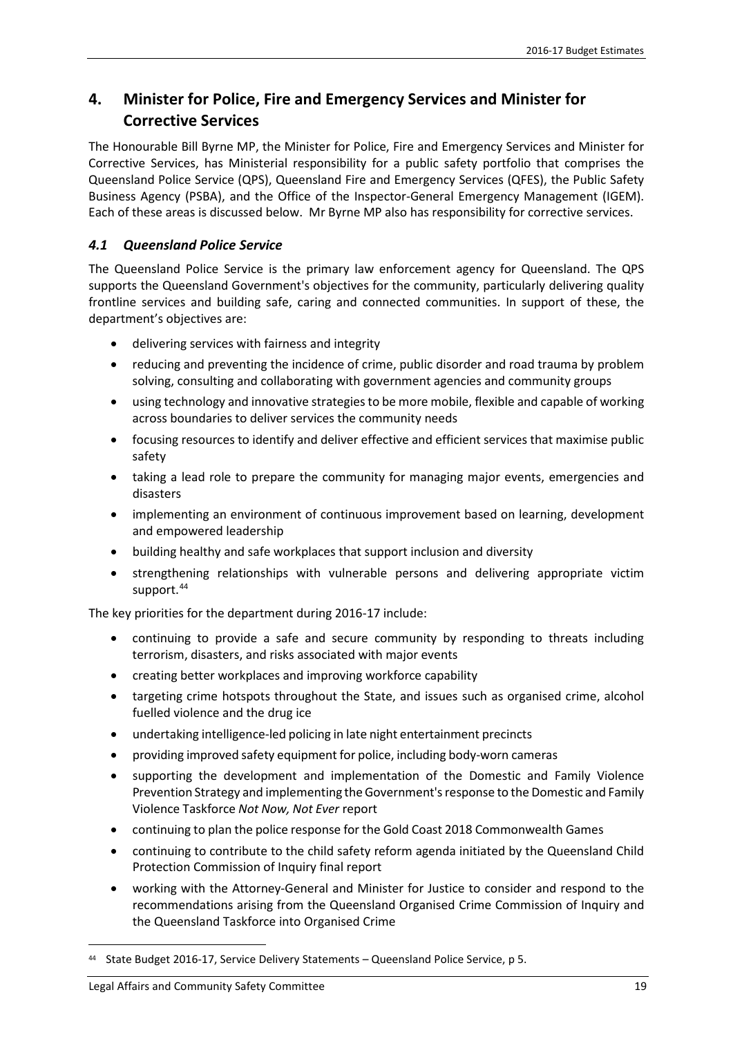## 4. Minister for Police, Fire and Emergency Services and Minister for Corrective Services

The Honourable Bill Byrne MP, the Minister for Police, Fire and Emergency Services and Minister for Corrective Services, has Ministerial responsibility for a public safety portfolio that comprises the Queensland Police Service (QPS), Queensland Fire and Emergency Services (QFES), the Public Safety Business Agency (PSBA), and the Office of the Inspector-General Emergency Management (IGEM). Each of these areas is discussed below. Mr Byrne MP also has responsibility for corrective services.

### *4.1 Queensland Police Service*

The Queensland Police Service is the primary law enforcement agency for Queensland. The QPS supports the Queensland Government's objectives for the community, particularly delivering quality frontline services and building safe, caring and connected communities. In support of these, the department's objectives are:

- delivering services with fairness and integrity
- reducing and preventing the incidence of crime, public disorder and road trauma by problem solving, consulting and collaborating with government agencies and community groups
- using technology and innovative strategies to be more mobile, flexible and capable of working across boundaries to deliver services the community needs
- focusing resources to identify and deliver effective and efficient services that maximise public safety
- taking a lead role to prepare the community for managing major events, emergencies and disasters
- implementing an environment of continuous improvement based on learning, development and empowered leadership
- building healthy and safe workplaces that support inclusion and diversity
- strengthening relationships with vulnerable persons and delivering appropriate victim support.[44]

The key priorities for the department during 2016-17 include:

- continuing to provide a safe and secure community by responding to threats including terrorism, disasters, and risks associated with major events
- creating better workplaces and improving workforce capability
- targeting crime hotspots throughout the State, and issues such as organised crime, alcohol fuelled violence and the drug ice
- undertaking intelligence-led policing in late night entertainment precincts
- providing improved safety equipment for police, including body-worn cameras
- supporting the development and implementation of the Domestic and Family Violence Prevention Strategy and implementing the Government's response to the Domestic and Family Violence Taskforce *Not Now, Not Ever* report
- continuing to plan the police response for the Gold Coast 2018 Commonwealth Games
- continuing to contribute to the child safety reform agenda initiated by the Queensland Child Protection Commission of Inquiry final report
- working with the Attorney-General and Minister for Justice to consider and respond to the recommendations arising from the Queensland Organised Crime Commission of Inquiry and the Queensland Taskforce into Organised Crime

---

[44] State Budget 2016-17, Service Delivery Statements – Queensland Police Service, p 5.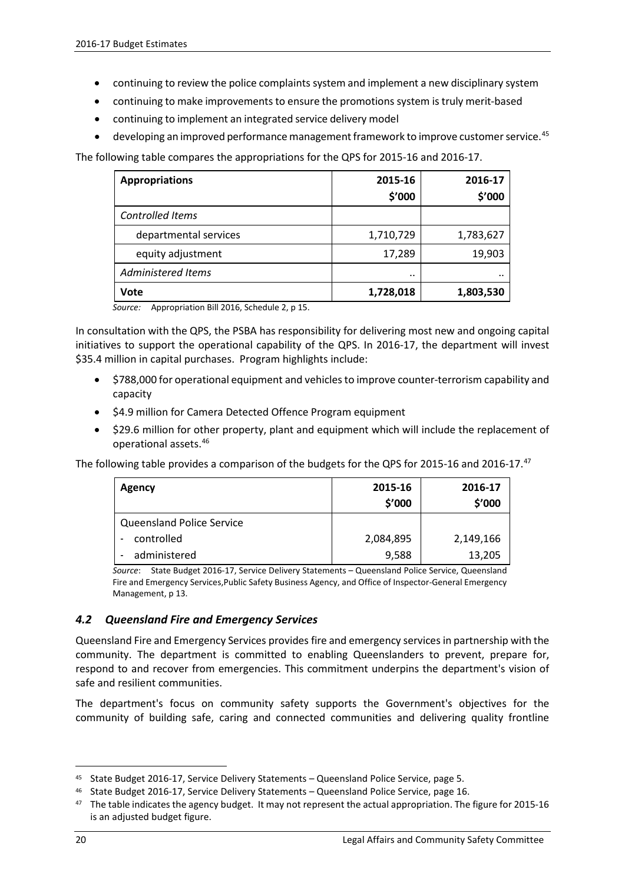- continuing to review the police complaints system and implement a new disciplinary system
- continuing to make improvements to ensure the promotions system is truly merit-based
- continuing to implement an integrated service delivery model
- developing an improved performance management framework to improve customer service.[45]

The following table compares the appropriations for the QPS for 2015-16 and 2016-17.

| **Appropriations** | **2015-16 \$'000** | **2016-17 \$'000** |
|---|---|---|
| *Controlled Items* | | |
| departmental services | 1,710,729 | 1,783,627 |
| equity adjustment | 17,289 | 19,903 |
| *Administered Items* | .. | .. |
| **Vote** | **1,728,018** | **1,803,530** |

*Source:* Appropriation Bill 2016, Schedule 2, p 15.

In consultation with the QPS, the PSBA has responsibility for delivering most new and ongoing capital initiatives to support the operational capability of the QPS. In 2016-17, the department will invest \$35.4 million in capital purchases. Program highlights include:

- \$788,000 for operational equipment and vehicles to improve counter-terrorism capability and capacity
- \$4.9 million for Camera Detected Offence Program equipment
- \$29.6 million for other property, plant and equipment which will include the replacement of operational assets.[46]

The following table provides a comparison of the budgets for the QPS for 2015-16 and 2016-17.[47]

| **Agency** | **2015-16 \$'000** | **2016-17 \$'000** |
|---|---|---|
| Queensland Police Service | | |
| - controlled | 2,084,895 | 2,149,166 |
| - administered | 9,588 | 13,205 |

*Source*: State Budget 2016-17, Service Delivery Statements – Queensland Police Service, Queensland Fire and Emergency Services,Public Safety Business Agency, and Office of Inspector-General Emergency Management, p 13.

### *4.2 Queensland Fire and Emergency Services*

Queensland Fire and Emergency Services provides fire and emergency services in partnership with the community. The department is committed to enabling Queenslanders to prevent, prepare for, respond to and recover from emergencies. This commitment underpins the department's vision of safe and resilient communities.

The department's focus on community safety supports the Government's objectives for the community of building safe, caring and connected communities and delivering quality frontline

---

[45] State Budget 2016-17, Service Delivery Statements – Queensland Police Service, page 5.

[46] State Budget 2016-17, Service Delivery Statements – Queensland Police Service, page 16.

[47] The table indicates the agency budget. It may not represent the actual appropriation. The figure for 2015-16 is an adjusted budget figure.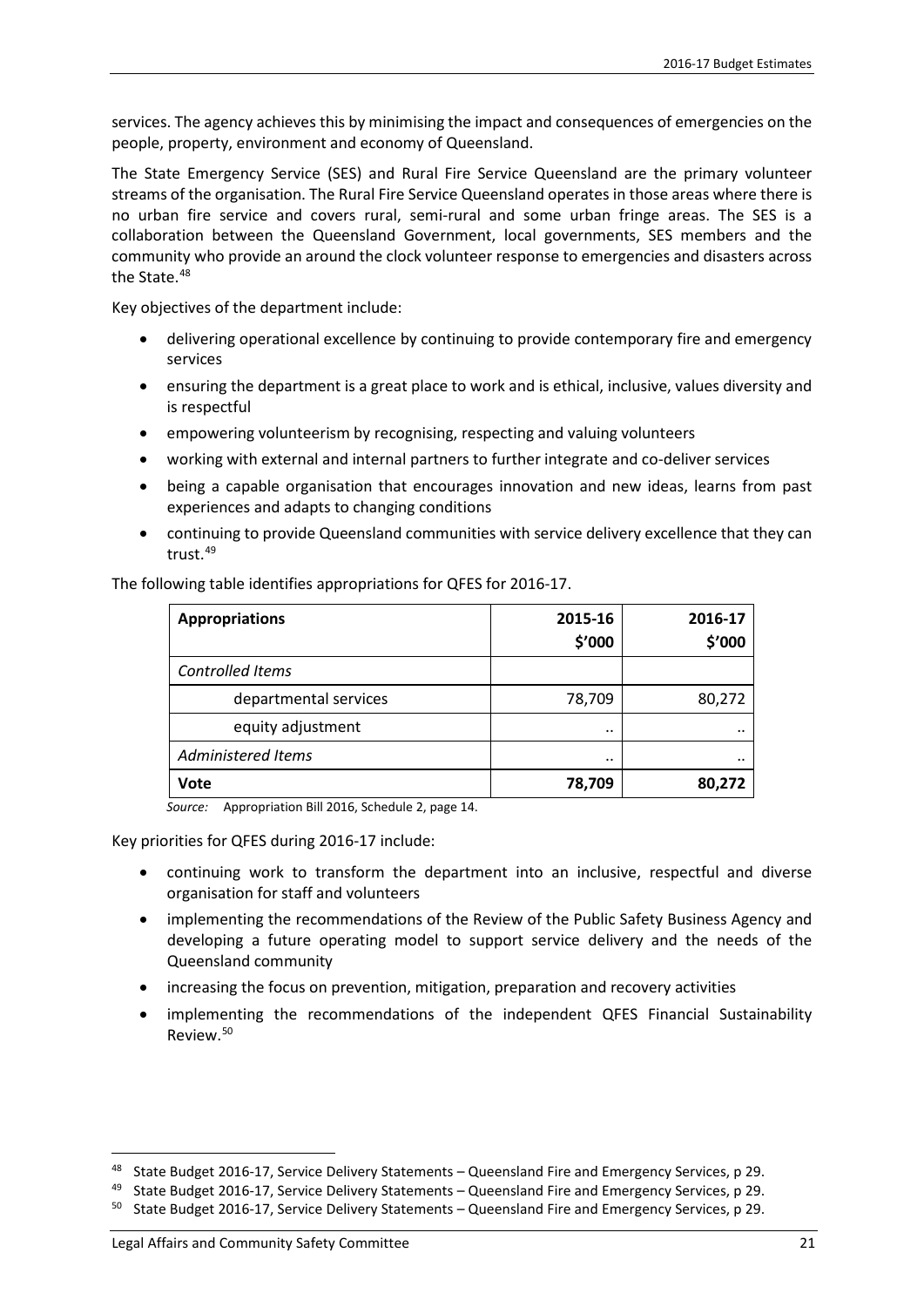services. The agency achieves this by minimising the impact and consequences of emergencies on the people, property, environment and economy of Queensland.

The State Emergency Service (SES) and Rural Fire Service Queensland are the primary volunteer streams of the organisation. The Rural Fire Service Queensland operates in those areas where there is no urban fire service and covers rural, semi-rural and some urban fringe areas. The SES is a collaboration between the Queensland Government, local governments, SES members and the community who provide an around the clock volunteer response to emergencies and disasters across the State.[48]

Key objectives of the department include:

- delivering operational excellence by continuing to provide contemporary fire and emergency services
- ensuring the department is a great place to work and is ethical, inclusive, values diversity and is respectful
- empowering volunteerism by recognising, respecting and valuing volunteers
- working with external and internal partners to further integrate and co-deliver services
- being a capable organisation that encourages innovation and new ideas, learns from past experiences and adapts to changing conditions
- continuing to provide Queensland communities with service delivery excellence that they can trust.[49]

The following table identifies appropriations for QFES for 2016-17.

| **Appropriations** | **2015-16 $'000** | **2016-17 $'000** |
|---|---|---|
| *Controlled Items* | | |
| departmental services | 78,709 | 80,272 |
| equity adjustment | .. | .. |
| *Administered Items* | .. | .. |
| **Vote** | **78,709** | **80,272** |

*Source:* Appropriation Bill 2016, Schedule 2, page 14.

Key priorities for QFES during 2016-17 include:

- continuing work to transform the department into an inclusive, respectful and diverse organisation for staff and volunteers
- implementing the recommendations of the Review of the Public Safety Business Agency and developing a future operating model to support service delivery and the needs of the Queensland community
- increasing the focus on prevention, mitigation, preparation and recovery activities
- implementing the recommendations of the independent QFES Financial Sustainability Review.[50]

[48] State Budget 2016-17, Service Delivery Statements – Queensland Fire and Emergency Services, p 29.

[49] State Budget 2016-17, Service Delivery Statements – Queensland Fire and Emergency Services, p 29.

[50] State Budget 2016-17, Service Delivery Statements – Queensland Fire and Emergency Services, p 29.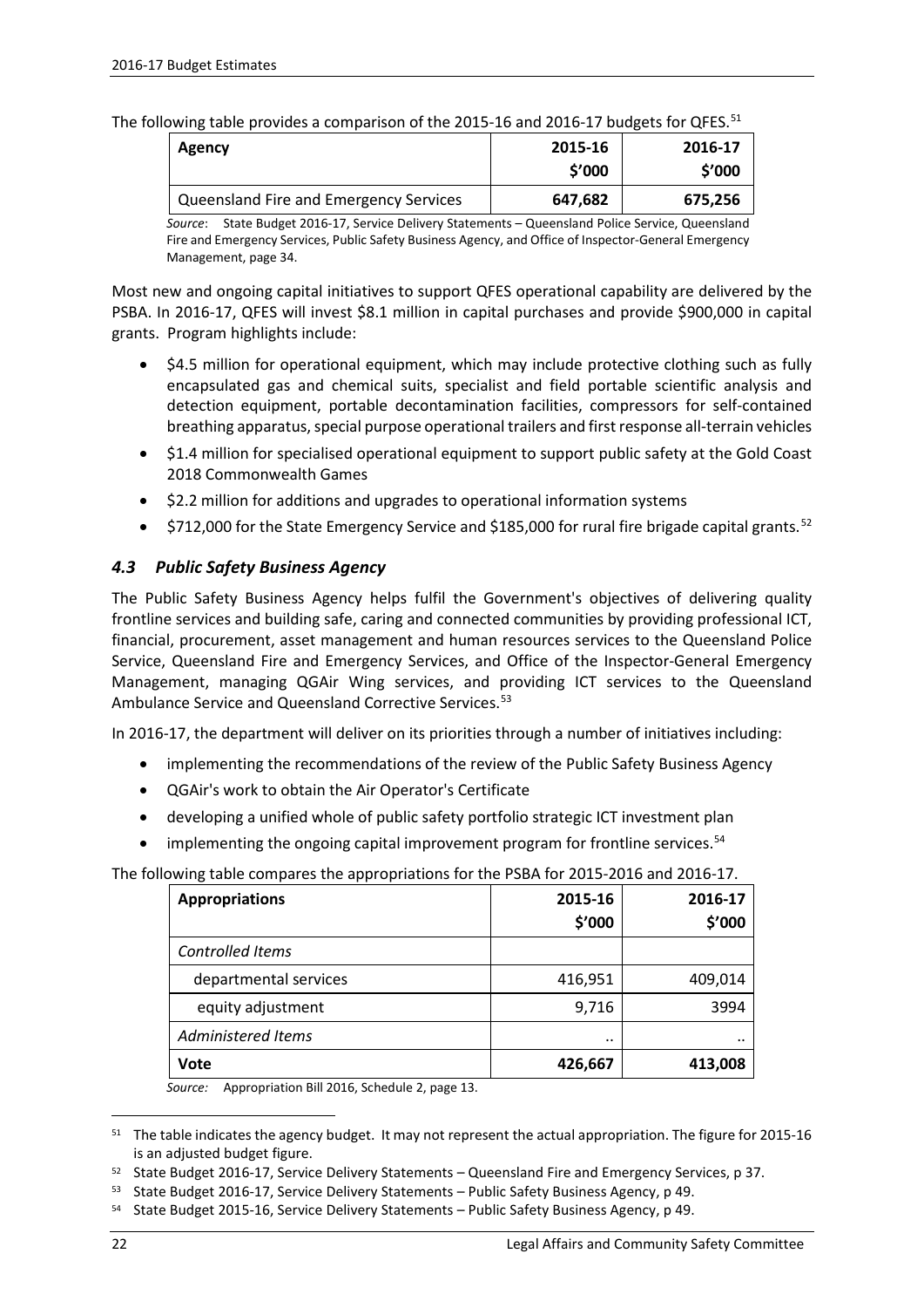The following table provides a comparison of the 2015-16 and 2016-17 budgets for QFES.[51]

| Agency | 2015-16 $'000 | 2016-17 $'000 |
|---|---|---|
| Queensland Fire and Emergency Services | 647,682 | 675,256 |

*Source*: State Budget 2016-17, Service Delivery Statements – Queensland Police Service, Queensland Fire and Emergency Services, Public Safety Business Agency, and Office of Inspector-General Emergency Management, page 34.

Most new and ongoing capital initiatives to support QFES operational capability are delivered by the PSBA. In 2016-17, QFES will invest $8.1 million in capital purchases and provide $900,000 in capital grants. Program highlights include:

- $4.5 million for operational equipment, which may include protective clothing such as fully encapsulated gas and chemical suits, specialist and field portable scientific analysis and detection equipment, portable decontamination facilities, compressors for self-contained breathing apparatus, special purpose operational trailers and first response all-terrain vehicles
- $1.4 million for specialised operational equipment to support public safety at the Gold Coast 2018 Commonwealth Games
- $2.2 million for additions and upgrades to operational information systems
- $712,000 for the State Emergency Service and $185,000 for rural fire brigade capital grants.[52]

### *4.3 Public Safety Business Agency*

The Public Safety Business Agency helps fulfil the Government's objectives of delivering quality frontline services and building safe, caring and connected communities by providing professional ICT, financial, procurement, asset management and human resources services to the Queensland Police Service, Queensland Fire and Emergency Services, and Office of the Inspector-General Emergency Management, managing QGAir Wing services, and providing ICT services to the Queensland Ambulance Service and Queensland Corrective Services.[53]

In 2016-17, the department will deliver on its priorities through a number of initiatives including:

- implementing the recommendations of the review of the Public Safety Business Agency
- QGAir's work to obtain the Air Operator's Certificate
- developing a unified whole of public safety portfolio strategic ICT investment plan
- implementing the ongoing capital improvement program for frontline services.[54]

The following table compares the appropriations for the PSBA for 2015-2016 and 2016-17.

| Appropriations | 2015-16 $'000 | 2016-17 $'000 |
|---|---|---|
| *Controlled Items* | | |
| departmental services | 416,951 | 409,014 |
| equity adjustment | 9,716 | 3994 |
| *Administered Items* | .. | .. |
| **Vote** | **426,667** | **413,008** |

*Source:* Appropriation Bill 2016, Schedule 2, page 13.

[51] The table indicates the agency budget. It may not represent the actual appropriation. The figure for 2015-16 is an adjusted budget figure.

[52] State Budget 2016-17, Service Delivery Statements – Queensland Fire and Emergency Services, p 37.

[53] State Budget 2016-17, Service Delivery Statements – Public Safety Business Agency, p 49.

[54] State Budget 2015-16, Service Delivery Statements – Public Safety Business Agency, p 49.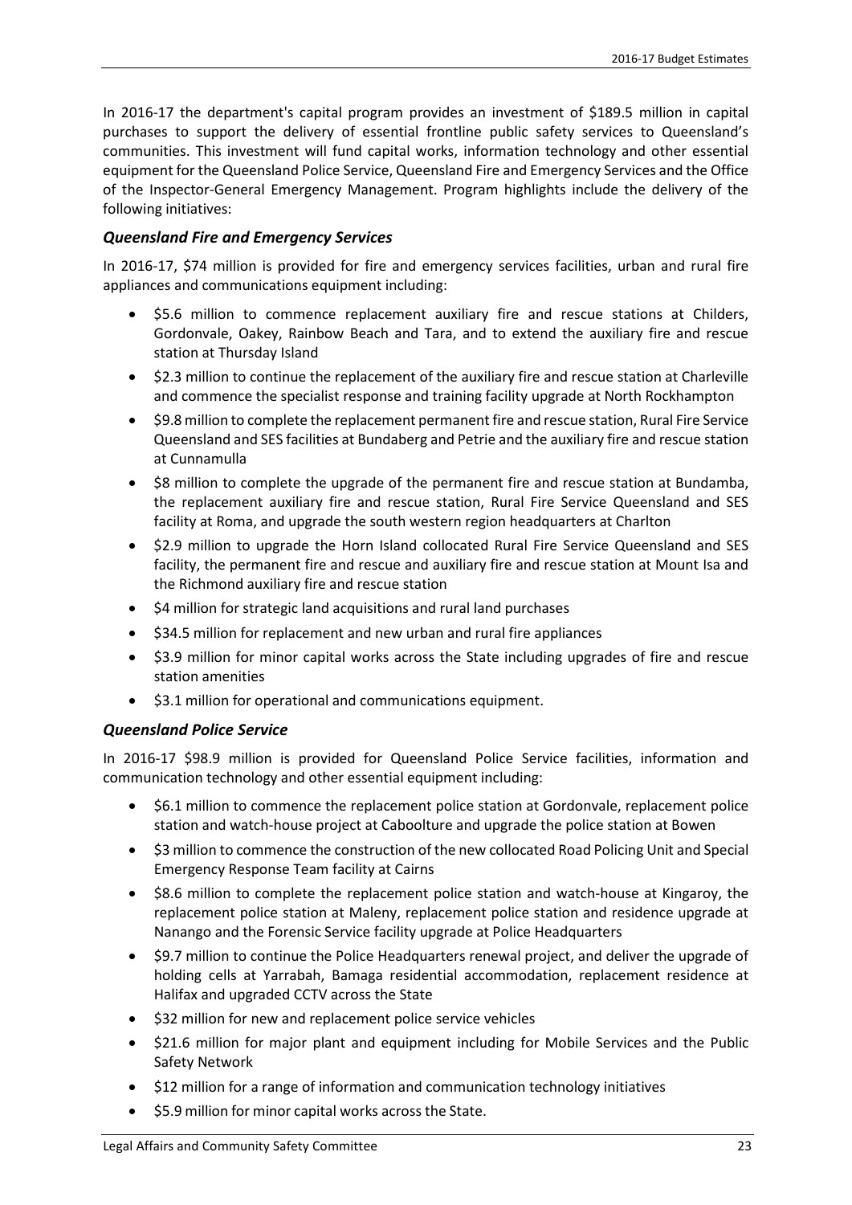In 2016-17 the department's capital program provides an investment of $189.5 million in capital purchases to support the delivery of essential frontline public safety services to Queensland's communities. This investment will fund capital works, information technology and other essential equipment for the Queensland Police Service, Queensland Fire and Emergency Services and the Office of the Inspector-General Emergency Management. Program highlights include the delivery of the following initiatives:

### *Queensland Fire and Emergency Services*

In 2016-17, $74 million is provided for fire and emergency services facilities, urban and rural fire appliances and communications equipment including:

- $5.6 million to commence replacement auxiliary fire and rescue stations at Childers, Gordonvale, Oakey, Rainbow Beach and Tara, and to extend the auxiliary fire and rescue station at Thursday Island
- $2.3 million to continue the replacement of the auxiliary fire and rescue station at Charleville and commence the specialist response and training facility upgrade at North Rockhampton
- $9.8 million to complete the replacement permanent fire and rescue station, Rural Fire Service Queensland and SES facilities at Bundaberg and Petrie and the auxiliary fire and rescue station at Cunnamulla
- $8 million to complete the upgrade of the permanent fire and rescue station at Bundamba, the replacement auxiliary fire and rescue station, Rural Fire Service Queensland and SES facility at Roma, and upgrade the south western region headquarters at Charlton
- $2.9 million to upgrade the Horn Island collocated Rural Fire Service Queensland and SES facility, the permanent fire and rescue and auxiliary fire and rescue station at Mount Isa and the Richmond auxiliary fire and rescue station
- $4 million for strategic land acquisitions and rural land purchases
- $34.5 million for replacement and new urban and rural fire appliances
- $3.9 million for minor capital works across the State including upgrades of fire and rescue station amenities
- $3.1 million for operational and communications equipment.

### *Queensland Police Service*

In 2016-17 $98.9 million is provided for Queensland Police Service facilities, information and communication technology and other essential equipment including:

- $6.1 million to commence the replacement police station at Gordonvale, replacement police station and watch-house project at Caboolture and upgrade the police station at Bowen
- $3 million to commence the construction of the new collocated Road Policing Unit and Special Emergency Response Team facility at Cairns
- $8.6 million to complete the replacement police station and watch-house at Kingaroy, the replacement police station at Maleny, replacement police station and residence upgrade at Nanango and the Forensic Service facility upgrade at Police Headquarters
- $9.7 million to continue the Police Headquarters renewal project, and deliver the upgrade of holding cells at Yarrabah, Bamaga residential accommodation, replacement residence at Halifax and upgraded CCTV across the State
- $32 million for new and replacement police service vehicles
- $21.6 million for major plant and equipment including for Mobile Services and the Public Safety Network
- $12 million for a range of information and communication technology initiatives
- $5.9 million for minor capital works across the State.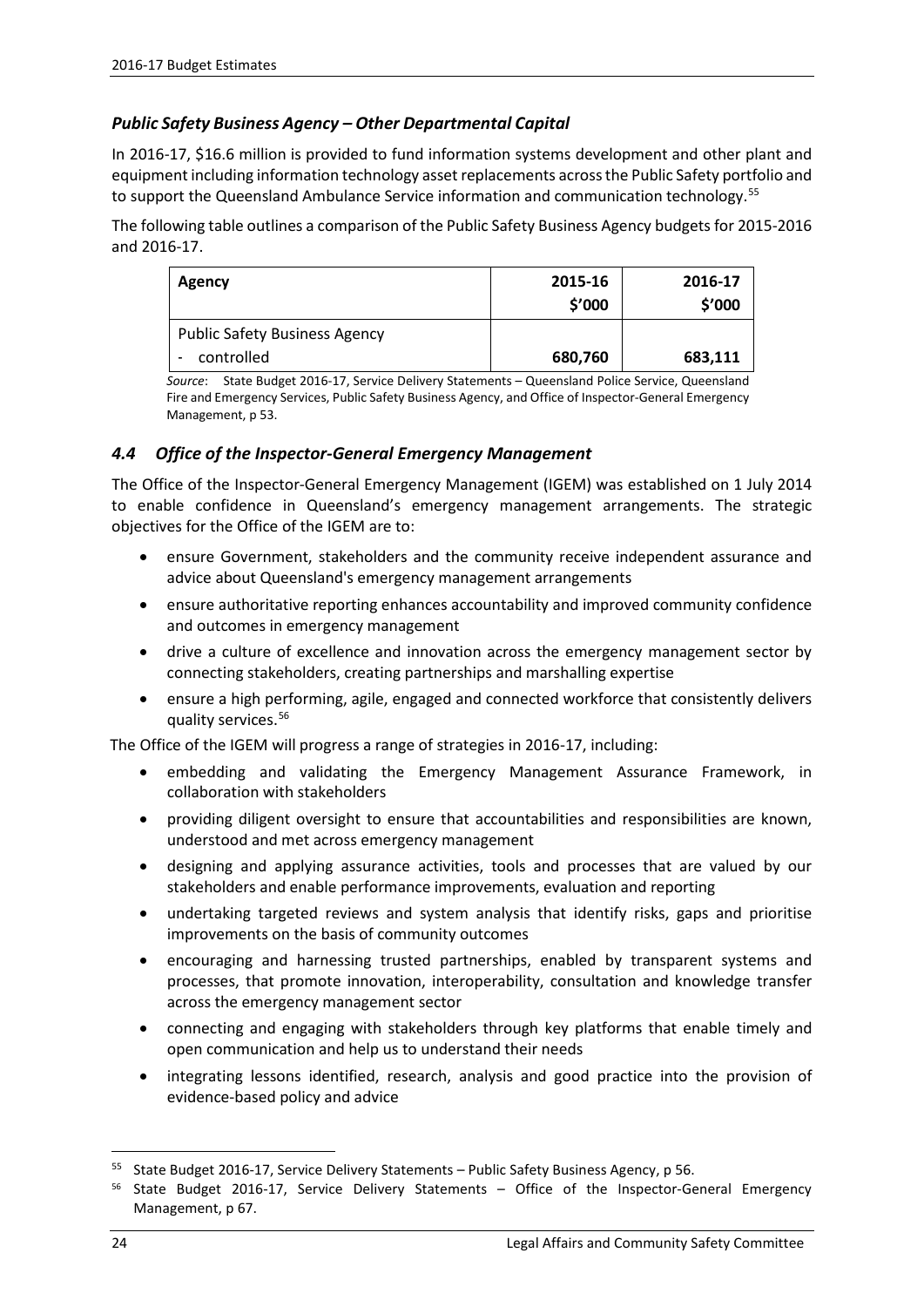### *Public Safety Business Agency – Other Departmental Capital*

In 2016-17, $16.6 million is provided to fund information systems development and other plant and equipment including information technology asset replacements across the Public Safety portfolio and to support the Queensland Ambulance Service information and communication technology.[55]

The following table outlines a comparison of the Public Safety Business Agency budgets for 2015-2016 and 2016-17.

| Agency | 2015-16 $'000 | 2016-17 $'000 |
|---|---|---|
| Public Safety Business Agency | | |
| - controlled | 680,760 | 683,111 |

*Source*: State Budget 2016-17, Service Delivery Statements – Queensland Police Service, Queensland Fire and Emergency Services, Public Safety Business Agency, and Office of Inspector-General Emergency Management, p 53.

## *4.4 Office of the Inspector-General Emergency Management*

The Office of the Inspector-General Emergency Management (IGEM) was established on 1 July 2014 to enable confidence in Queensland's emergency management arrangements. The strategic objectives for the Office of the IGEM are to:

- ensure Government, stakeholders and the community receive independent assurance and advice about Queensland's emergency management arrangements
- ensure authoritative reporting enhances accountability and improved community confidence and outcomes in emergency management
- drive a culture of excellence and innovation across the emergency management sector by connecting stakeholders, creating partnerships and marshalling expertise
- ensure a high performing, agile, engaged and connected workforce that consistently delivers quality services.[56]

The Office of the IGEM will progress a range of strategies in 2016-17, including:

- embedding and validating the Emergency Management Assurance Framework, in collaboration with stakeholders
- providing diligent oversight to ensure that accountabilities and responsibilities are known, understood and met across emergency management
- designing and applying assurance activities, tools and processes that are valued by our stakeholders and enable performance improvements, evaluation and reporting
- undertaking targeted reviews and system analysis that identify risks, gaps and prioritise improvements on the basis of community outcomes
- encouraging and harnessing trusted partnerships, enabled by transparent systems and processes, that promote innovation, interoperability, consultation and knowledge transfer across the emergency management sector
- connecting and engaging with stakeholders through key platforms that enable timely and open communication and help us to understand their needs
- integrating lessons identified, research, analysis and good practice into the provision of evidence-based policy and advice

---

[55] State Budget 2016-17, Service Delivery Statements – Public Safety Business Agency, p 56.

[56] State Budget 2016-17, Service Delivery Statements – Office of the Inspector-General Emergency Management, p 67.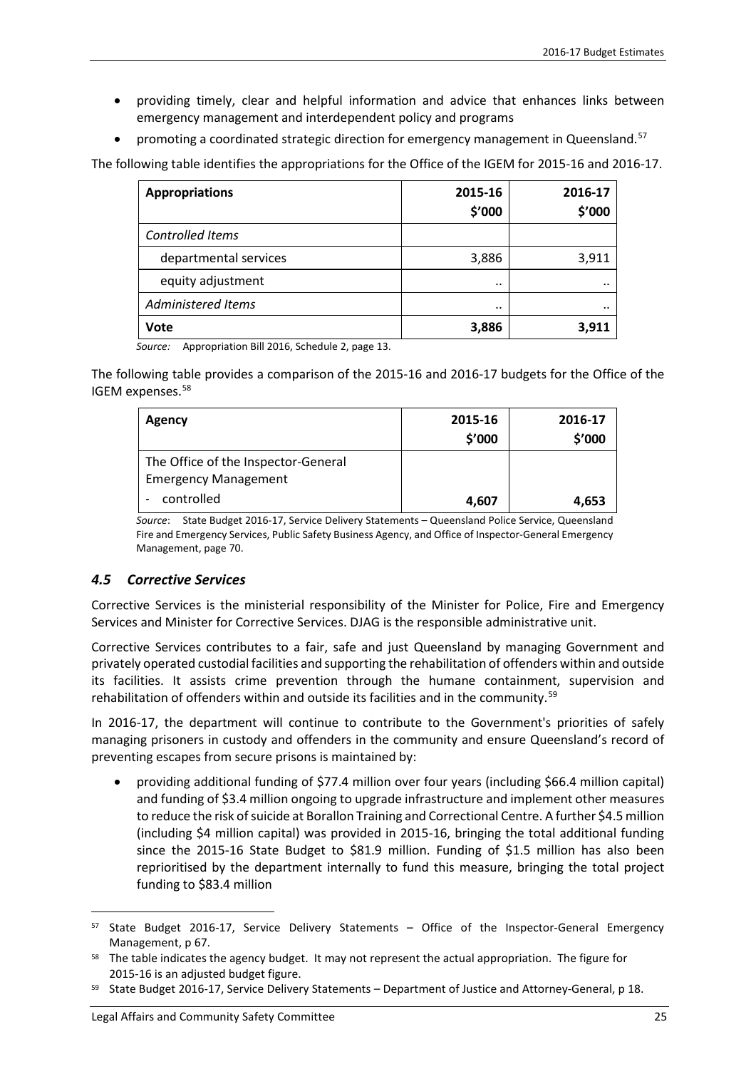- providing timely, clear and helpful information and advice that enhances links between emergency management and interdependent policy and programs
- promoting a coordinated strategic direction for emergency management in Queensland.[57]

The following table identifies the appropriations for the Office of the IGEM for 2015-16 and 2016-17.

| **Appropriations** | **2015-16 $'000** | **2016-17 $'000** |
|---|---|---|
| *Controlled Items* | | |
| departmental services | 3,886 | 3,911 |
| equity adjustment | .. | .. |
| *Administered Items* | .. | .. |
| **Vote** | **3,886** | **3,911** |

*Source:* Appropriation Bill 2016, Schedule 2, page 13.

The following table provides a comparison of the 2015-16 and 2016-17 budgets for the Office of the IGEM expenses.[58]

| **Agency** | **2015-16 $'000** | **2016-17 $'000** |
|---|---|---|
| The Office of the Inspector-General Emergency Management - controlled | **4,607** | **4,653** |

*Source*: State Budget 2016-17, Service Delivery Statements – Queensland Police Service, Queensland Fire and Emergency Services, Public Safety Business Agency, and Office of Inspector-General Emergency Management, page 70.

### *4.5 Corrective Services*

Corrective Services is the ministerial responsibility of the Minister for Police, Fire and Emergency Services and Minister for Corrective Services. DJAG is the responsible administrative unit.

Corrective Services contributes to a fair, safe and just Queensland by managing Government and privately operated custodial facilities and supporting the rehabilitation of offenders within and outside its facilities. It assists crime prevention through the humane containment, supervision and rehabilitation of offenders within and outside its facilities and in the community.[59]

In 2016-17, the department will continue to contribute to the Government's priorities of safely managing prisoners in custody and offenders in the community and ensure Queensland's record of preventing escapes from secure prisons is maintained by:

- providing additional funding of $77.4 million over four years (including $66.4 million capital) and funding of $3.4 million ongoing to upgrade infrastructure and implement other measures to reduce the risk of suicide at Borallon Training and Correctional Centre. A further $4.5 million (including $4 million capital) was provided in 2015-16, bringing the total additional funding since the 2015-16 State Budget to $81.9 million. Funding of $1.5 million has also been reprioritised by the department internally to fund this measure, bringing the total project funding to $83.4 million

---

[57] State Budget 2016-17, Service Delivery Statements – Office of the Inspector-General Emergency Management, p 67.

[58] The table indicates the agency budget. It may not represent the actual appropriation. The figure for 2015-16 is an adjusted budget figure.

[59] State Budget 2016-17, Service Delivery Statements – Department of Justice and Attorney-General, p 18.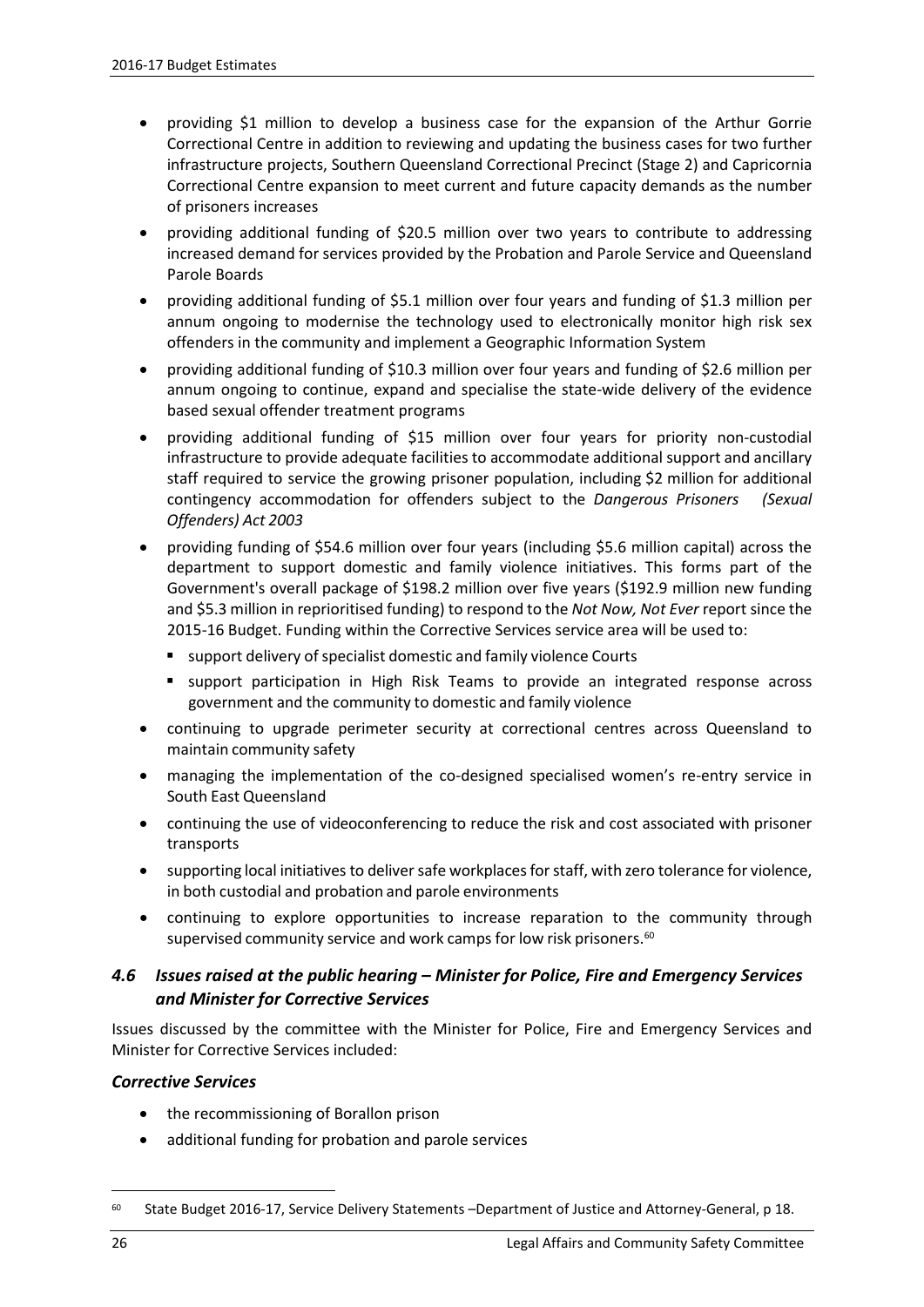- providing $1 million to develop a business case for the expansion of the Arthur Gorrie Correctional Centre in addition to reviewing and updating the business cases for two further infrastructure projects, Southern Queensland Correctional Precinct (Stage 2) and Capricornia Correctional Centre expansion to meet current and future capacity demands as the number of prisoners increases
- providing additional funding of $20.5 million over two years to contribute to addressing increased demand for services provided by the Probation and Parole Service and Queensland Parole Boards
- providing additional funding of $5.1 million over four years and funding of $1.3 million per annum ongoing to modernise the technology used to electronically monitor high risk sex offenders in the community and implement a Geographic Information System
- providing additional funding of $10.3 million over four years and funding of $2.6 million per annum ongoing to continue, expand and specialise the state-wide delivery of the evidence based sexual offender treatment programs
- providing additional funding of $15 million over four years for priority non-custodial infrastructure to provide adequate facilities to accommodate additional support and ancillary staff required to service the growing prisoner population, including $2 million for additional contingency accommodation for offenders subject to the *Dangerous Prisoners (Sexual Offenders) Act 2003*
- providing funding of $54.6 million over four years (including $5.6 million capital) across the department to support domestic and family violence initiatives. This forms part of the Government's overall package of $198.2 million over five years ($192.9 million new funding and $5.3 million in reprioritised funding) to respond to the *Not Now, Not Ever* report since the 2015-16 Budget. Funding within the Corrective Services service area will be used to:
  - support delivery of specialist domestic and family violence Courts
  - support participation in High Risk Teams to provide an integrated response across government and the community to domestic and family violence
- continuing to upgrade perimeter security at correctional centres across Queensland to maintain community safety
- managing the implementation of the co-designed specialised women's re-entry service in South East Queensland
- continuing the use of videoconferencing to reduce the risk and cost associated with prisoner transports
- supporting local initiatives to deliver safe workplaces for staff, with zero tolerance for violence, in both custodial and probation and parole environments
- continuing to explore opportunities to increase reparation to the community through supervised community service and work camps for low risk prisoners.[60]

### *4.6 Issues raised at the public hearing – Minister for Police, Fire and Emergency Services and Minister for Corrective Services*

Issues discussed by the committee with the Minister for Police, Fire and Emergency Services and Minister for Corrective Services included:

#### *Corrective Services*

- the recommissioning of Borallon prison
- additional funding for probation and parole services

[60] State Budget 2016-17, Service Delivery Statements –Department of Justice and Attorney-General, p 18.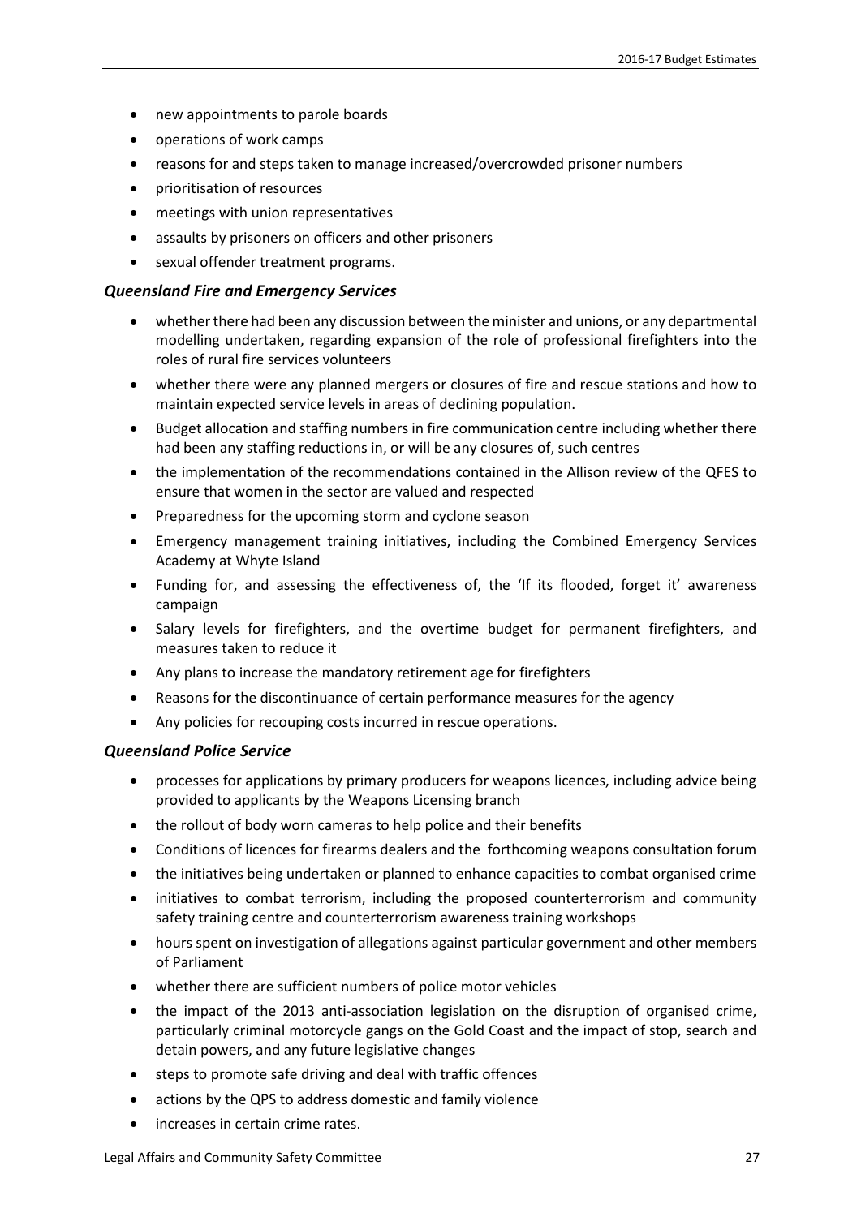- new appointments to parole boards
- operations of work camps
- reasons for and steps taken to manage increased/overcrowded prisoner numbers
- prioritisation of resources
- meetings with union representatives
- assaults by prisoners on officers and other prisoners
- sexual offender treatment programs.

### *Queensland Fire and Emergency Services*

- whether there had been any discussion between the minister and unions, or any departmental modelling undertaken, regarding expansion of the role of professional firefighters into the roles of rural fire services volunteers
- whether there were any planned mergers or closures of fire and rescue stations and how to maintain expected service levels in areas of declining population.
- Budget allocation and staffing numbers in fire communication centre including whether there had been any staffing reductions in, or will be any closures of, such centres
- the implementation of the recommendations contained in the Allison review of the QFES to ensure that women in the sector are valued and respected
- Preparedness for the upcoming storm and cyclone season
- Emergency management training initiatives, including the Combined Emergency Services Academy at Whyte Island
- Funding for, and assessing the effectiveness of, the 'If its flooded, forget it' awareness campaign
- Salary levels for firefighters, and the overtime budget for permanent firefighters, and measures taken to reduce it
- Any plans to increase the mandatory retirement age for firefighters
- Reasons for the discontinuance of certain performance measures for the agency
- Any policies for recouping costs incurred in rescue operations.

### *Queensland Police Service*

- processes for applications by primary producers for weapons licences, including advice being provided to applicants by the Weapons Licensing branch
- the rollout of body worn cameras to help police and their benefits
- Conditions of licences for firearms dealers and the forthcoming weapons consultation forum
- the initiatives being undertaken or planned to enhance capacities to combat organised crime
- initiatives to combat terrorism, including the proposed counterterrorism and community safety training centre and counterterrorism awareness training workshops
- hours spent on investigation of allegations against particular government and other members of Parliament
- whether there are sufficient numbers of police motor vehicles
- the impact of the 2013 anti-association legislation on the disruption of organised crime, particularly criminal motorcycle gangs on the Gold Coast and the impact of stop, search and detain powers, and any future legislative changes
- steps to promote safe driving and deal with traffic offences
- actions by the QPS to address domestic and family violence
- increases in certain crime rates.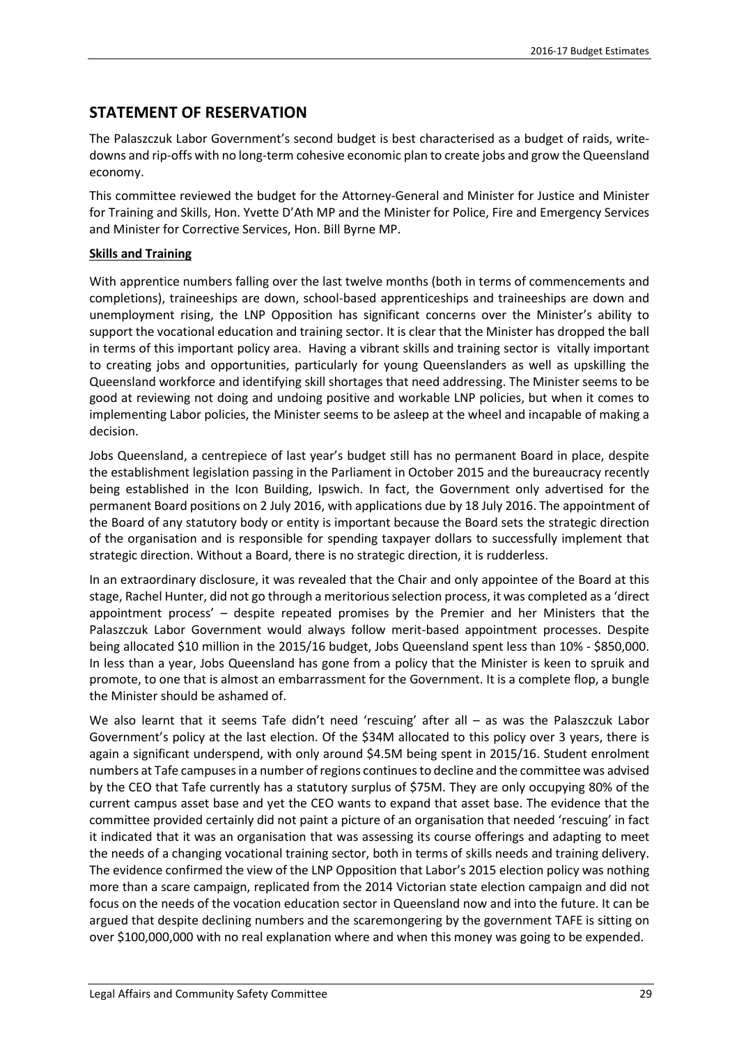## STATEMENT OF RESERVATION

The Palaszczuk Labor Government's second budget is best characterised as a budget of raids, write-downs and rip-offs with no long-term cohesive economic plan to create jobs and grow the Queensland economy.

This committee reviewed the budget for the Attorney-General and Minister for Justice and Minister for Training and Skills, Hon. Yvette D'Ath MP and the Minister for Police, Fire and Emergency Services and Minister for Corrective Services, Hon. Bill Byrne MP.

**Skills and Training**

With apprentice numbers falling over the last twelve months (both in terms of commencements and completions), traineeships are down, school-based apprenticeships and traineeships are down and unemployment rising, the LNP Opposition has significant concerns over the Minister's ability to support the vocational education and training sector. It is clear that the Minister has dropped the ball in terms of this important policy area. Having a vibrant skills and training sector is vitally important to creating jobs and opportunities, particularly for young Queenslanders as well as upskilling the Queensland workforce and identifying skill shortages that need addressing. The Minister seems to be good at reviewing not doing and undoing positive and workable LNP policies, but when it comes to implementing Labor policies, the Minister seems to be asleep at the wheel and incapable of making a decision.

Jobs Queensland, a centrepiece of last year's budget still has no permanent Board in place, despite the establishment legislation passing in the Parliament in October 2015 and the bureaucracy recently being established in the Icon Building, Ipswich. In fact, the Government only advertised for the permanent Board positions on 2 July 2016, with applications due by 18 July 2016. The appointment of the Board of any statutory body or entity is important because the Board sets the strategic direction of the organisation and is responsible for spending taxpayer dollars to successfully implement that strategic direction. Without a Board, there is no strategic direction, it is rudderless.

In an extraordinary disclosure, it was revealed that the Chair and only appointee of the Board at this stage, Rachel Hunter, did not go through a meritorious selection process, it was completed as a 'direct appointment process' – despite repeated promises by the Premier and her Ministers that the Palaszczuk Labor Government would always follow merit-based appointment processes. Despite being allocated \$10 million in the 2015/16 budget, Jobs Queensland spent less than 10% - \$850,000. In less than a year, Jobs Queensland has gone from a policy that the Minister is keen to spruik and promote, to one that is almost an embarrassment for the Government. It is a complete flop, a bungle the Minister should be ashamed of.

We also learnt that it seems Tafe didn't need 'rescuing' after all – as was the Palaszczuk Labor Government's policy at the last election. Of the \$34M allocated to this policy over 3 years, there is again a significant underspend, with only around \$4.5M being spent in 2015/16. Student enrolment numbers at Tafe campuses in a number of regions continues to decline and the committee was advised by the CEO that Tafe currently has a statutory surplus of \$75M. They are only occupying 80% of the current campus asset base and yet the CEO wants to expand that asset base. The evidence that the committee provided certainly did not paint a picture of an organisation that needed 'rescuing' in fact it indicated that it was an organisation that was assessing its course offerings and adapting to meet the needs of a changing vocational training sector, both in terms of skills needs and training delivery. The evidence confirmed the view of the LNP Opposition that Labor's 2015 election policy was nothing more than a scare campaign, replicated from the 2014 Victorian state election campaign and did not focus on the needs of the vocation education sector in Queensland now and into the future. It can be argued that despite declining numbers and the scaremongering by the government TAFE is sitting on over \$100,000,000 with no real explanation where and when this money was going to be expended.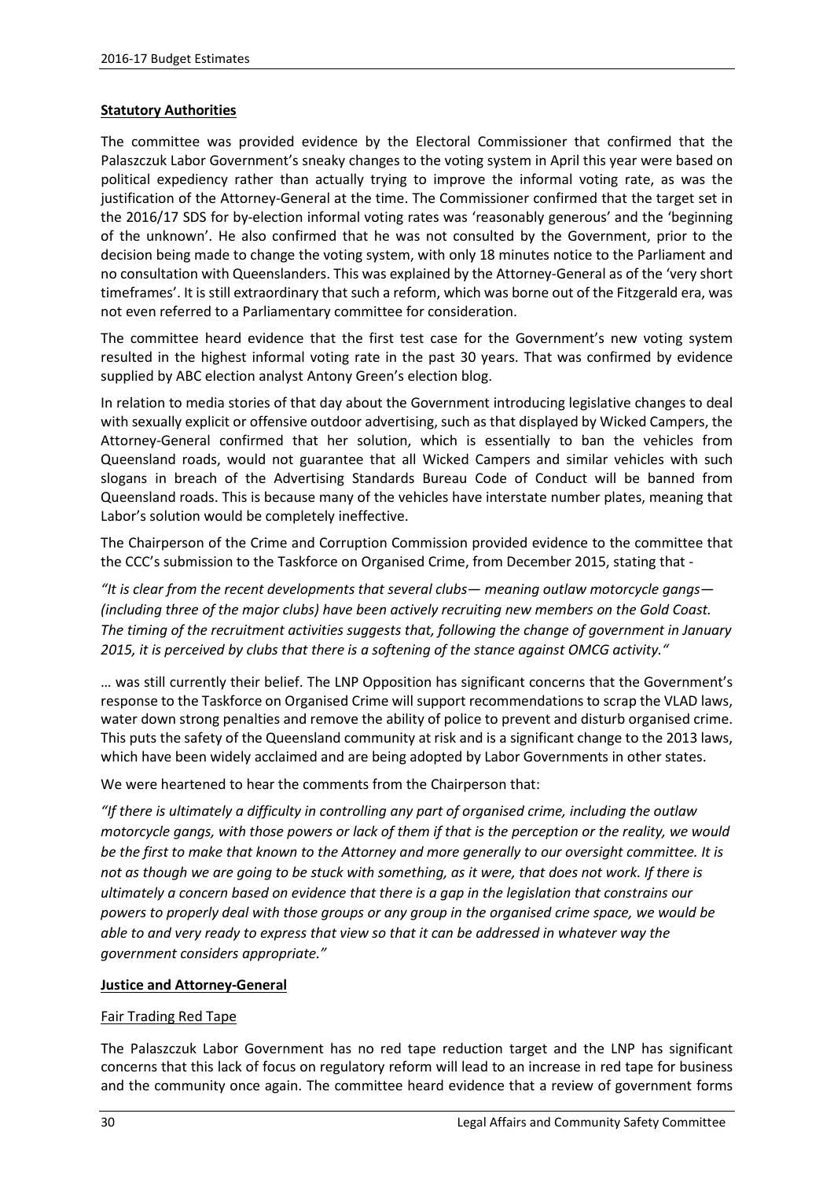**Statutory Authorities**

The committee was provided evidence by the Electoral Commissioner that confirmed that the Palaszczuk Labor Government's sneaky changes to the voting system in April this year were based on political expediency rather than actually trying to improve the informal voting rate, as was the justification of the Attorney-General at the time. The Commissioner confirmed that the target set in the 2016/17 SDS for by-election informal voting rates was 'reasonably generous' and the 'beginning of the unknown'. He also confirmed that he was not consulted by the Government, prior to the decision being made to change the voting system, with only 18 minutes notice to the Parliament and no consultation with Queenslanders. This was explained by the Attorney-General as of the 'very short timeframes'. It is still extraordinary that such a reform, which was borne out of the Fitzgerald era, was not even referred to a Parliamentary committee for consideration.

The committee heard evidence that the first test case for the Government's new voting system resulted in the highest informal voting rate in the past 30 years. That was confirmed by evidence supplied by ABC election analyst Antony Green's election blog.

In relation to media stories of that day about the Government introducing legislative changes to deal with sexually explicit or offensive outdoor advertising, such as that displayed by Wicked Campers, the Attorney-General confirmed that her solution, which is essentially to ban the vehicles from Queensland roads, would not guarantee that all Wicked Campers and similar vehicles with such slogans in breach of the Advertising Standards Bureau Code of Conduct will be banned from Queensland roads. This is because many of the vehicles have interstate number plates, meaning that Labor's solution would be completely ineffective.

The Chairperson of the Crime and Corruption Commission provided evidence to the committee that the CCC's submission to the Taskforce on Organised Crime, from December 2015, stating that -

*"It is clear from the recent developments that several clubs— meaning outlaw motorcycle gangs—(including three of the major clubs) have been actively recruiting new members on the Gold Coast. The timing of the recruitment activities suggests that, following the change of government in January 2015, it is perceived by clubs that there is a softening of the stance against OMCG activity."*

… was still currently their belief. The LNP Opposition has significant concerns that the Government's response to the Taskforce on Organised Crime will support recommendations to scrap the VLAD laws, water down strong penalties and remove the ability of police to prevent and disturb organised crime. This puts the safety of the Queensland community at risk and is a significant change to the 2013 laws, which have been widely acclaimed and are being adopted by Labor Governments in other states.

We were heartened to hear the comments from the Chairperson that:

*"If there is ultimately a difficulty in controlling any part of organised crime, including the outlaw motorcycle gangs, with those powers or lack of them if that is the perception or the reality, we would be the first to make that known to the Attorney and more generally to our oversight committee. It is not as though we are going to be stuck with something, as it were, that does not work. If there is ultimately a concern based on evidence that there is a gap in the legislation that constrains our powers to properly deal with those groups or any group in the organised crime space, we would be able to and very ready to express that view so that it can be addressed in whatever way the government considers appropriate."*

**Justice and Attorney-General**

Fair Trading Red Tape

The Palaszczuk Labor Government has no red tape reduction target and the LNP has significant concerns that this lack of focus on regulatory reform will lead to an increase in red tape for business and the community once again. The committee heard evidence that a review of government forms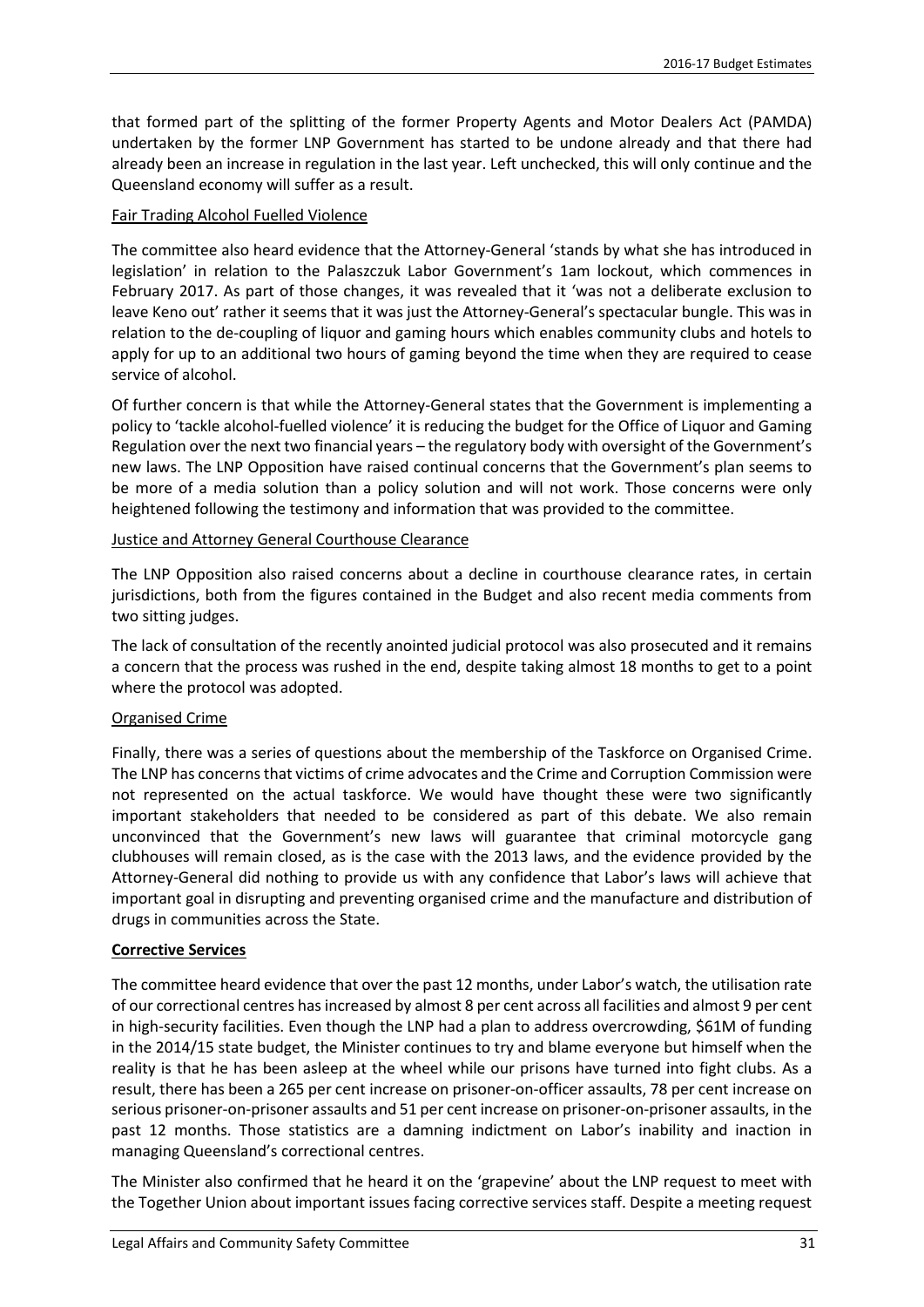that formed part of the splitting of the former Property Agents and Motor Dealers Act (PAMDA) undertaken by the former LNP Government has started to be undone already and that there had already been an increase in regulation in the last year. Left unchecked, this will only continue and the Queensland economy will suffer as a result.

Fair Trading Alcohol Fuelled Violence

The committee also heard evidence that the Attorney-General 'stands by what she has introduced in legislation' in relation to the Palaszczuk Labor Government's 1am lockout, which commences in February 2017. As part of those changes, it was revealed that it 'was not a deliberate exclusion to leave Keno out' rather it seems that it was just the Attorney-General's spectacular bungle. This was in relation to the de-coupling of liquor and gaming hours which enables community clubs and hotels to apply for up to an additional two hours of gaming beyond the time when they are required to cease service of alcohol.

Of further concern is that while the Attorney-General states that the Government is implementing a policy to 'tackle alcohol-fuelled violence' it is reducing the budget for the Office of Liquor and Gaming Regulation over the next two financial years – the regulatory body with oversight of the Government's new laws. The LNP Opposition have raised continual concerns that the Government's plan seems to be more of a media solution than a policy solution and will not work. Those concerns were only heightened following the testimony and information that was provided to the committee.

Justice and Attorney General Courthouse Clearance

The LNP Opposition also raised concerns about a decline in courthouse clearance rates, in certain jurisdictions, both from the figures contained in the Budget and also recent media comments from two sitting judges.

The lack of consultation of the recently anointed judicial protocol was also prosecuted and it remains a concern that the process was rushed in the end, despite taking almost 18 months to get to a point where the protocol was adopted.

Organised Crime

Finally, there was a series of questions about the membership of the Taskforce on Organised Crime. The LNP has concerns that victims of crime advocates and the Crime and Corruption Commission were not represented on the actual taskforce. We would have thought these were two significantly important stakeholders that needed to be considered as part of this debate. We also remain unconvinced that the Government's new laws will guarantee that criminal motorcycle gang clubhouses will remain closed, as is the case with the 2013 laws, and the evidence provided by the Attorney-General did nothing to provide us with any confidence that Labor's laws will achieve that important goal in disrupting and preventing organised crime and the manufacture and distribution of drugs in communities across the State.

**Corrective Services**

The committee heard evidence that over the past 12 months, under Labor's watch, the utilisation rate of our correctional centres has increased by almost 8 per cent across all facilities and almost 9 per cent in high-security facilities. Even though the LNP had a plan to address overcrowding, $61M of funding in the 2014/15 state budget, the Minister continues to try and blame everyone but himself when the reality is that he has been asleep at the wheel while our prisons have turned into fight clubs. As a result, there has been a 265 per cent increase on prisoner-on-officer assaults, 78 per cent increase on serious prisoner-on-prisoner assaults and 51 per cent increase on prisoner-on-prisoner assaults, in the past 12 months. Those statistics are a damning indictment on Labor's inability and inaction in managing Queensland's correctional centres.

The Minister also confirmed that he heard it on the 'grapevine' about the LNP request to meet with the Together Union about important issues facing corrective services staff. Despite a meeting request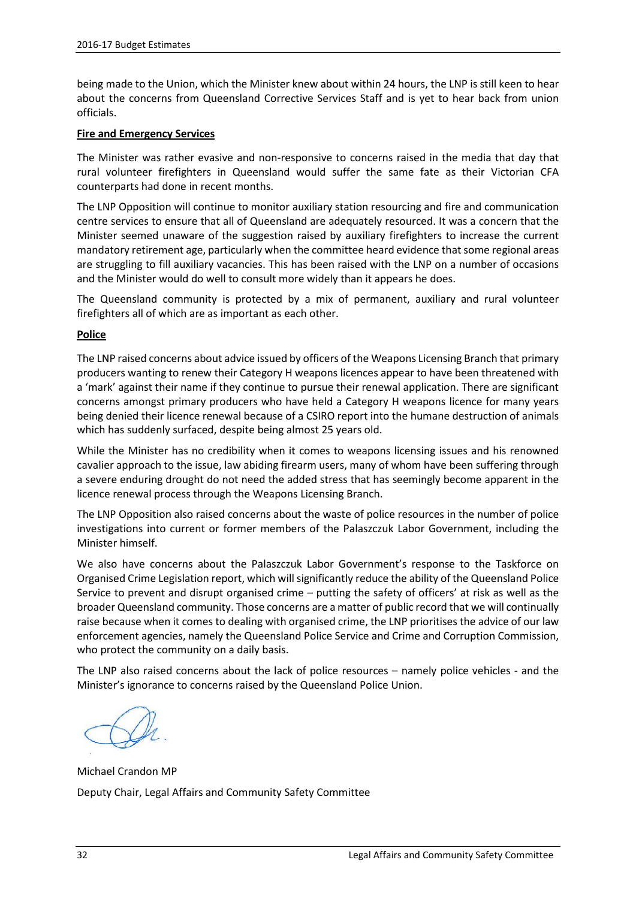being made to the Union, which the Minister knew about within 24 hours, the LNP is still keen to hear about the concerns from Queensland Corrective Services Staff and is yet to hear back from union officials.

**Fire and Emergency Services**

The Minister was rather evasive and non-responsive to concerns raised in the media that day that rural volunteer firefighters in Queensland would suffer the same fate as their Victorian CFA counterparts had done in recent months.

The LNP Opposition will continue to monitor auxiliary station resourcing and fire and communication centre services to ensure that all of Queensland are adequately resourced. It was a concern that the Minister seemed unaware of the suggestion raised by auxiliary firefighters to increase the current mandatory retirement age, particularly when the committee heard evidence that some regional areas are struggling to fill auxiliary vacancies. This has been raised with the LNP on a number of occasions and the Minister would do well to consult more widely than it appears he does.

The Queensland community is protected by a mix of permanent, auxiliary and rural volunteer firefighters all of which are as important as each other.

**Police**

The LNP raised concerns about advice issued by officers of the Weapons Licensing Branch that primary producers wanting to renew their Category H weapons licences appear to have been threatened with a 'mark' against their name if they continue to pursue their renewal application. There are significant concerns amongst primary producers who have held a Category H weapons licence for many years being denied their licence renewal because of a CSIRO report into the humane destruction of animals which has suddenly surfaced, despite being almost 25 years old.

While the Minister has no credibility when it comes to weapons licensing issues and his renowned cavalier approach to the issue, law abiding firearm users, many of whom have been suffering through a severe enduring drought do not need the added stress that has seemingly become apparent in the licence renewal process through the Weapons Licensing Branch.

The LNP Opposition also raised concerns about the waste of police resources in the number of police investigations into current or former members of the Palaszczuk Labor Government, including the Minister himself.

We also have concerns about the Palaszczuk Labor Government's response to the Taskforce on Organised Crime Legislation report, which will significantly reduce the ability of the Queensland Police Service to prevent and disrupt organised crime – putting the safety of officers' at risk as well as the broader Queensland community. Those concerns are a matter of public record that we will continually raise because when it comes to dealing with organised crime, the LNP prioritises the advice of our law enforcement agencies, namely the Queensland Police Service and Crime and Corruption Commission, who protect the community on a daily basis.

The LNP also raised concerns about the lack of police resources – namely police vehicles - and the Minister's ignorance to concerns raised by the Queensland Police Union.

Michael Crandon MP

Deputy Chair, Legal Affairs and Community Safety Committee